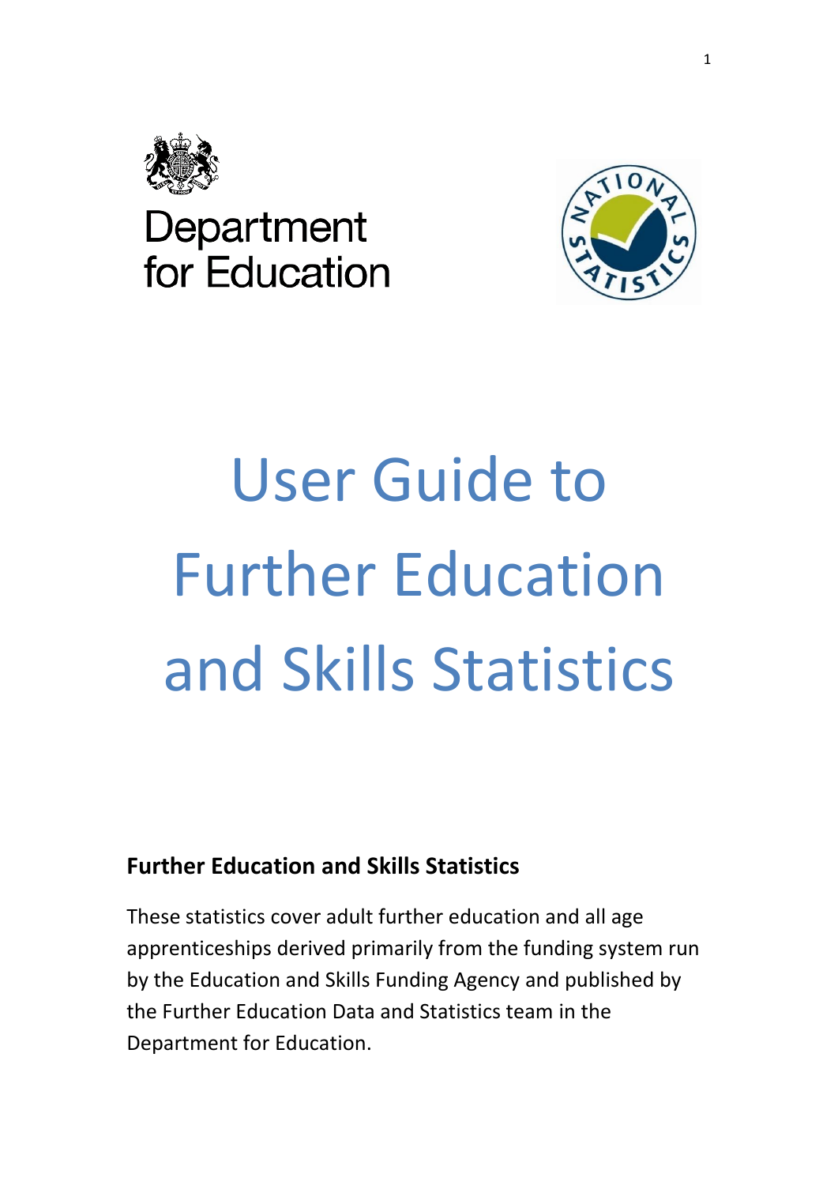Department for Education

# User Guide to Further Education and Skills Statistics

## Further Education and Skills Statistics

These statistics cover adult further education and all age apprenticeships derived primarily from the funding system run by the Education and Skills Funding Agency and published by the Further Education Data and Statistics team in the Department for Education.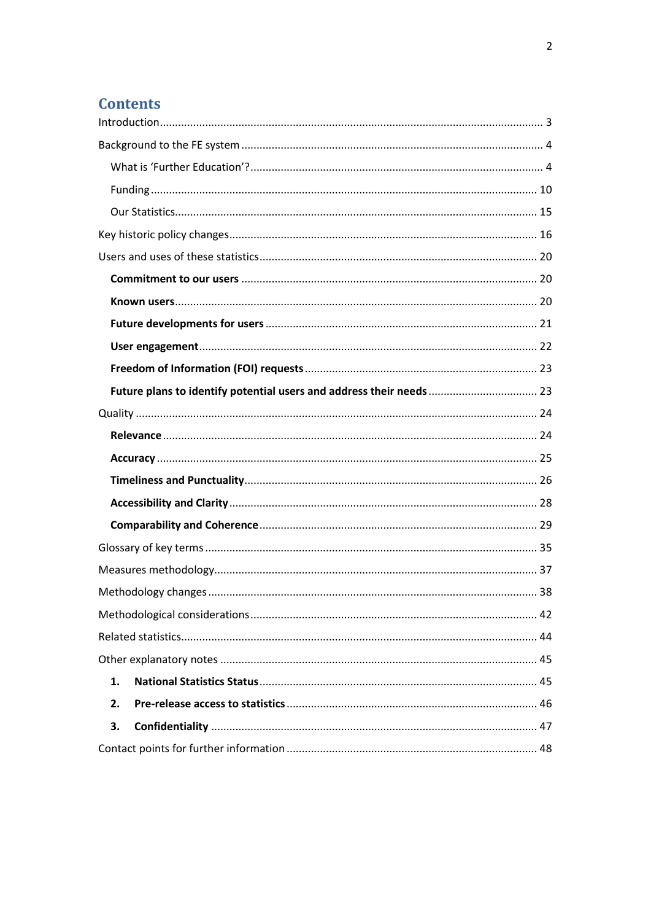# Contents

Introduction .............................................................................................................................. 3

Background to the FE system .................................................................................................. 4

- What is 'Further Education'? ................................................................................................ 4
- Funding ................................................................................................................................ 10
- Our Statistics ......................................................................................................................... 15

Key historic policy changes ..................................................................................................... 16

Users and uses of these statistics ........................................................................................... 20

- **Commitment to our users** ................................................................................................ 20
- **Known users** ...................................................................................................................... 20
- **Future developments for users** ........................................................................................ 21
- **User engagement** .............................................................................................................. 22
- **Freedom of Information (FOI) requests** ............................................................................ 23
- **Future plans to identify potential users and address their needs** .................................... 23

Quality ..................................................................................................................................... 24

- **Relevance** .......................................................................................................................... 24
- **Accuracy** ............................................................................................................................ 25
- **Timeliness and Punctuality** ............................................................................................... 26
- **Accessibility and Clarity** .................................................................................................... 28
- **Comparability and Coherence** .......................................................................................... 29

Glossary of key terms .............................................................................................................. 35

Measures methodology ........................................................................................................... 37

Methodology changes ............................................................................................................. 38

Methodological considerations ............................................................................................... 42

Related statistics ..................................................................................................................... 44

Other explanatory notes .......................................................................................................... 45

1. **National Statistics Status** .............................................................................................. 45
2. **Pre-release access to statistics** ...................................................................................... 46
3. **Confidentiality** ............................................................................................................... 47

Contact points for further information .................................................................................... 48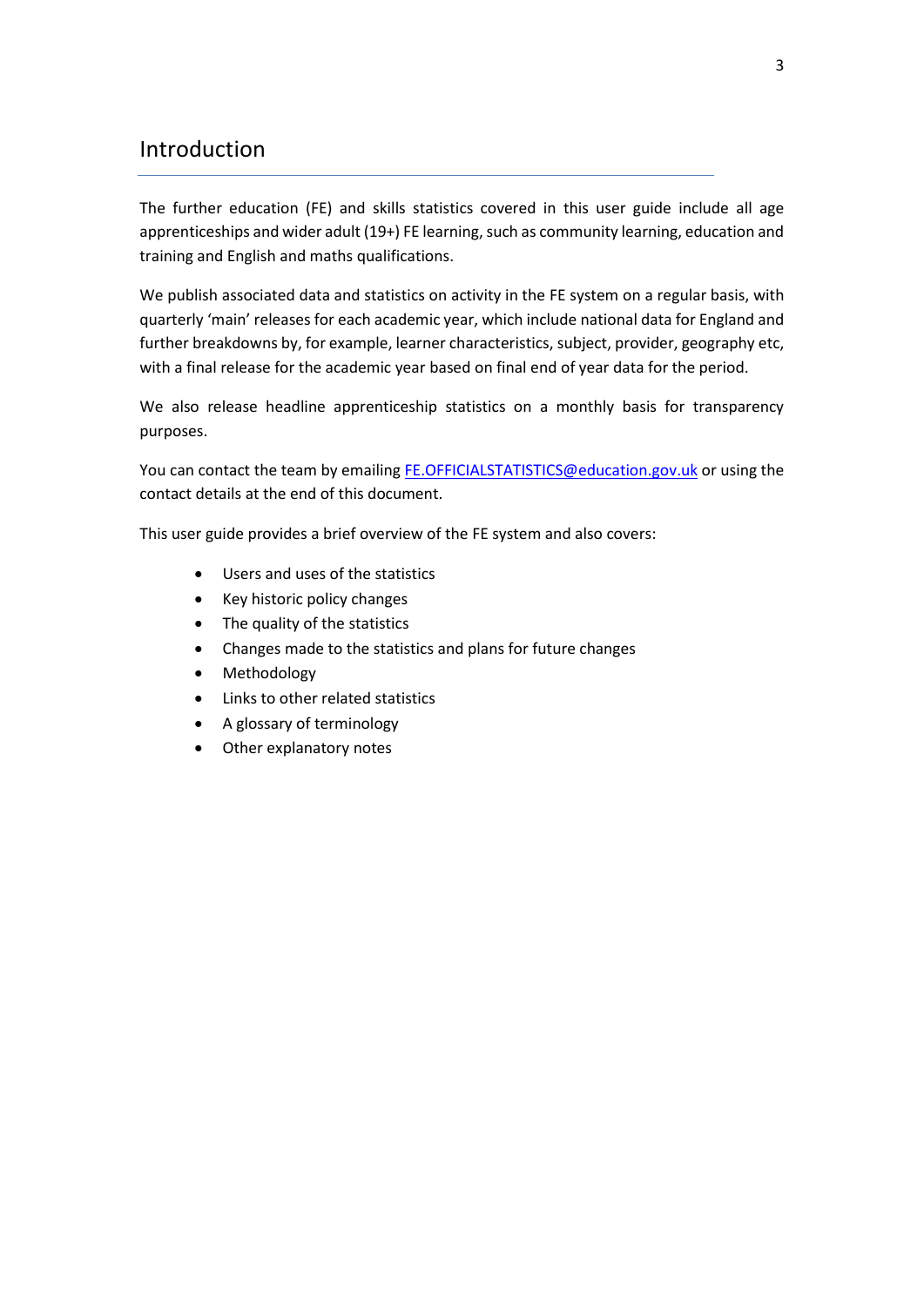# Introduction

The further education (FE) and skills statistics covered in this user guide include all age apprenticeships and wider adult (19+) FE learning, such as community learning, education and training and English and maths qualifications.

We publish associated data and statistics on activity in the FE system on a regular basis, with quarterly 'main' releases for each academic year, which include national data for England and further breakdowns by, for example, learner characteristics, subject, provider, geography etc, with a final release for the academic year based on final end of year data for the period.

We also release headline apprenticeship statistics on a monthly basis for transparency purposes.

You can contact the team by emailing [FE.OFFICIALSTATISTICS@education.gov.uk](mailto:FE.OFFICIALSTATISTICS@education.gov.uk) or using the contact details at the end of this document.

This user guide provides a brief overview of the FE system and also covers:

- Users and uses of the statistics
- Key historic policy changes
- The quality of the statistics
- Changes made to the statistics and plans for future changes
- Methodology
- Links to other related statistics
- A glossary of terminology
- Other explanatory notes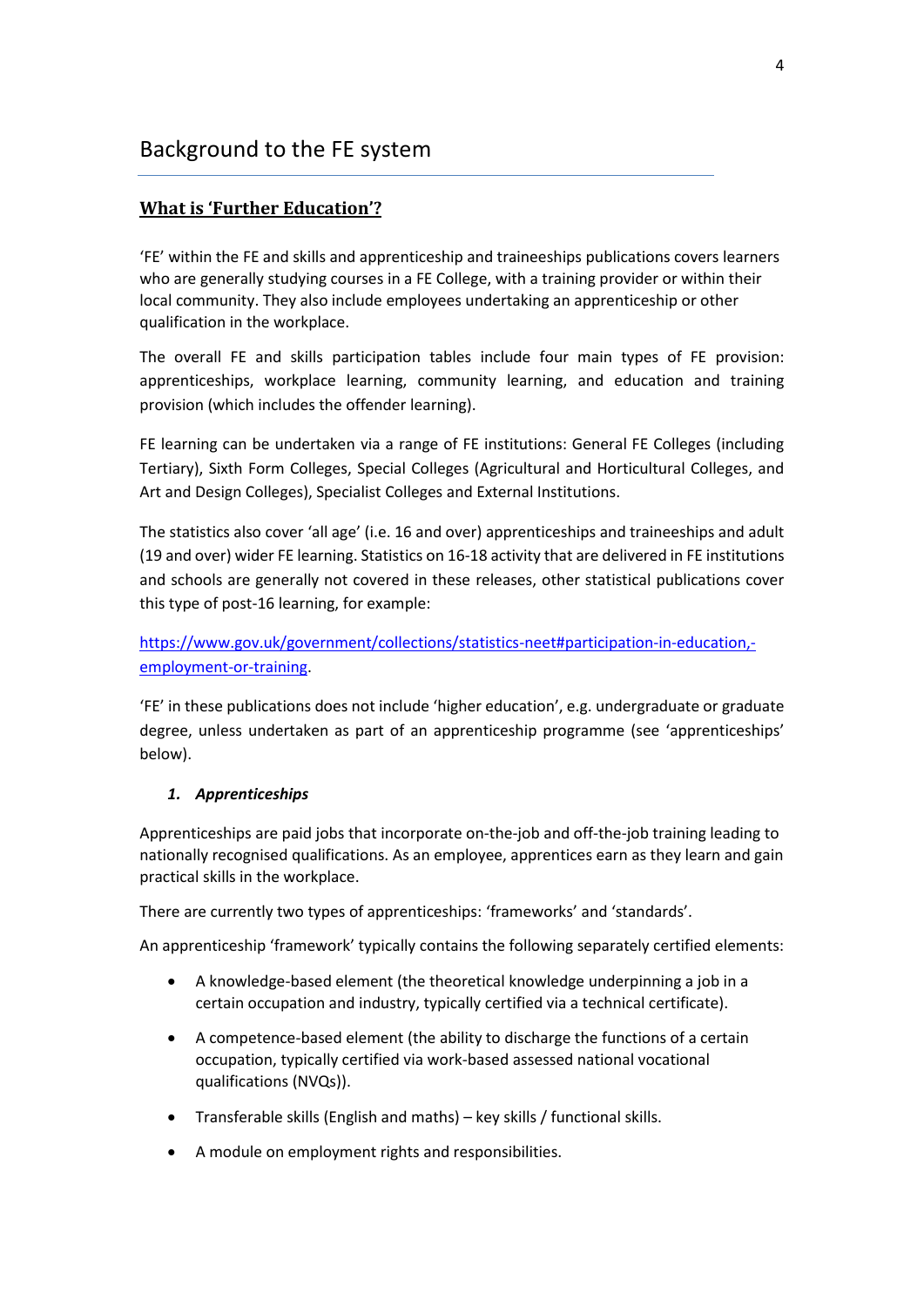# Background to the FE system

## What is 'Further Education'?

'FE' within the FE and skills and apprenticeship and traineeships publications covers learners who are generally studying courses in a FE College, with a training provider or within their local community. They also include employees undertaking an apprenticeship or other qualification in the workplace.

The overall FE and skills participation tables include four main types of FE provision: apprenticeships, workplace learning, community learning, and education and training provision (which includes the offender learning).

FE learning can be undertaken via a range of FE institutions: General FE Colleges (including Tertiary), Sixth Form Colleges, Special Colleges (Agricultural and Horticultural Colleges, and Art and Design Colleges), Specialist Colleges and External Institutions.

The statistics also cover 'all age' (i.e. 16 and over) apprenticeships and traineeships and adult (19 and over) wider FE learning. Statistics on 16-18 activity that are delivered in FE institutions and schools are generally not covered in these releases, other statistical publications cover this type of post-16 learning, for example:

[https://www.gov.uk/government/collections/statistics-neet#participation-in-education,-employment-or-training](https://www.gov.uk/government/collections/statistics-neet#participation-in-education,-employment-or-training).

'FE' in these publications does not include 'higher education', e.g. undergraduate or graduate degree, unless undertaken as part of an apprenticeship programme (see 'apprenticeships' below).

### 1. *Apprenticeships*

Apprenticeships are paid jobs that incorporate on-the-job and off-the-job training leading to nationally recognised qualifications. As an employee, apprentices earn as they learn and gain practical skills in the workplace.

There are currently two types of apprenticeships: 'frameworks' and 'standards'.

An apprenticeship 'framework' typically contains the following separately certified elements:

- A knowledge-based element (the theoretical knowledge underpinning a job in a certain occupation and industry, typically certified via a technical certificate).
- A competence-based element (the ability to discharge the functions of a certain occupation, typically certified via work-based assessed national vocational qualifications (NVQs)).
- Transferable skills (English and maths) – key skills / functional skills.
- A module on employment rights and responsibilities.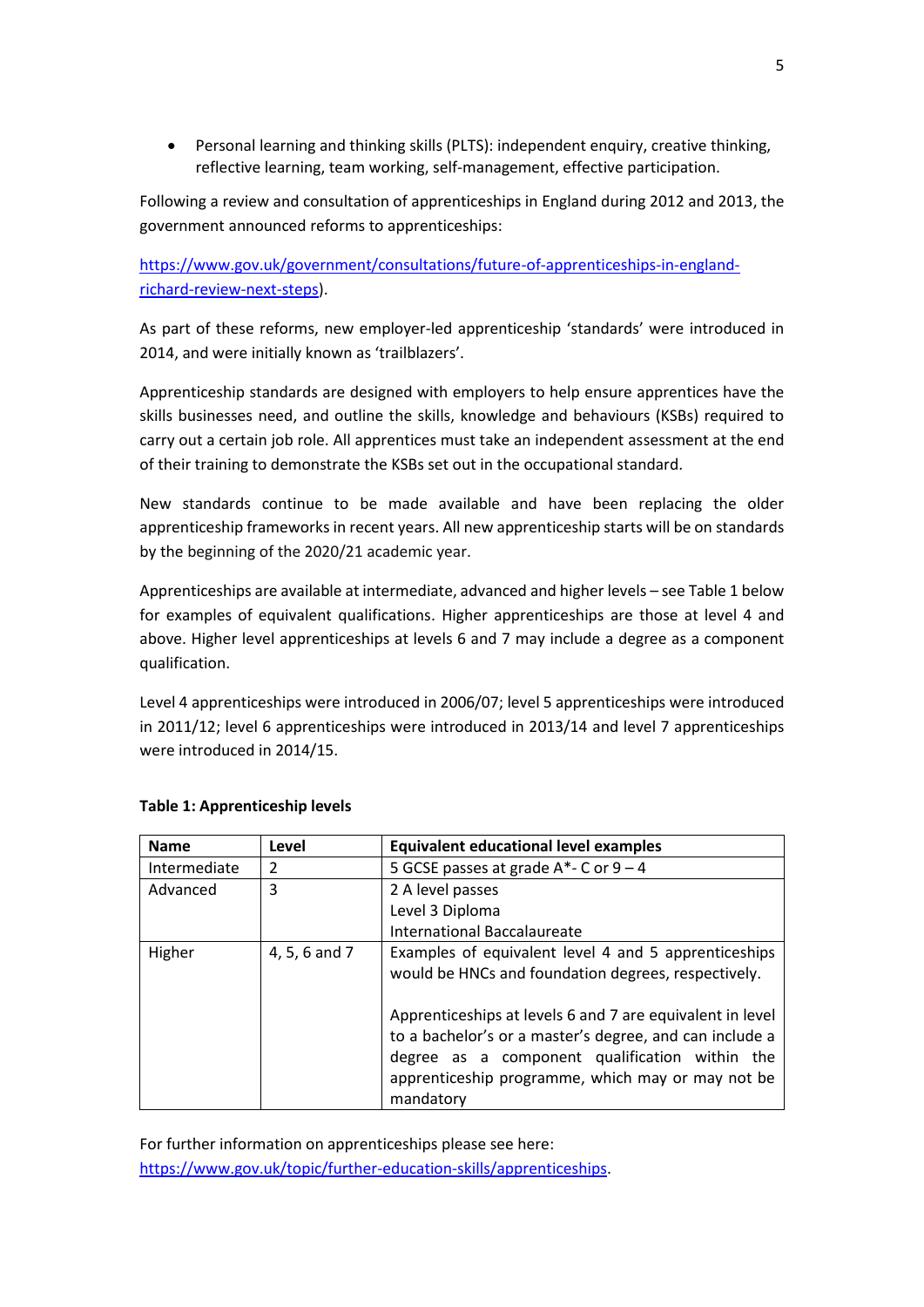- Personal learning and thinking skills (PLTS): independent enquiry, creative thinking, reflective learning, team working, self-management, effective participation.

Following a review and consultation of apprenticeships in England during 2012 and 2013, the government announced reforms to apprenticeships:

https://www.gov.uk/government/consultations/future-of-apprenticeships-in-england-richard-review-next-steps).

As part of these reforms, new employer-led apprenticeship 'standards' were introduced in 2014, and were initially known as 'trailblazers'.

Apprenticeship standards are designed with employers to help ensure apprentices have the skills businesses need, and outline the skills, knowledge and behaviours (KSBs) required to carry out a certain job role. All apprentices must take an independent assessment at the end of their training to demonstrate the KSBs set out in the occupational standard.

New standards continue to be made available and have been replacing the older apprenticeship frameworks in recent years. All new apprenticeship starts will be on standards by the beginning of the 2020/21 academic year.

Apprenticeships are available at intermediate, advanced and higher levels – see Table 1 below for examples of equivalent qualifications. Higher apprenticeships are those at level 4 and above. Higher level apprenticeships at levels 6 and 7 may include a degree as a component qualification.

Level 4 apprenticeships were introduced in 2006/07; level 5 apprenticeships were introduced in 2011/12; level 6 apprenticeships were introduced in 2013/14 and level 7 apprenticeships were introduced in 2014/15.

**Table 1: Apprenticeship levels**

| Name | Level | Equivalent educational level examples |
|---|---|---|
| Intermediate | 2 | 5 GCSE passes at grade A*- C or 9 – 4 |
| Advanced | 3 | 2 A level passes<br>Level 3 Diploma<br>International Baccalaureate |
| Higher | 4, 5, 6 and 7 | Examples of equivalent level 4 and 5 apprenticeships would be HNCs and foundation degrees, respectively.<br><br>Apprenticeships at levels 6 and 7 are equivalent in level to a bachelor's or a master's degree, and can include a degree as a component qualification within the apprenticeship programme, which may or may not be mandatory |

For further information on apprenticeships please see here:
https://www.gov.uk/topic/further-education-skills/apprenticeships.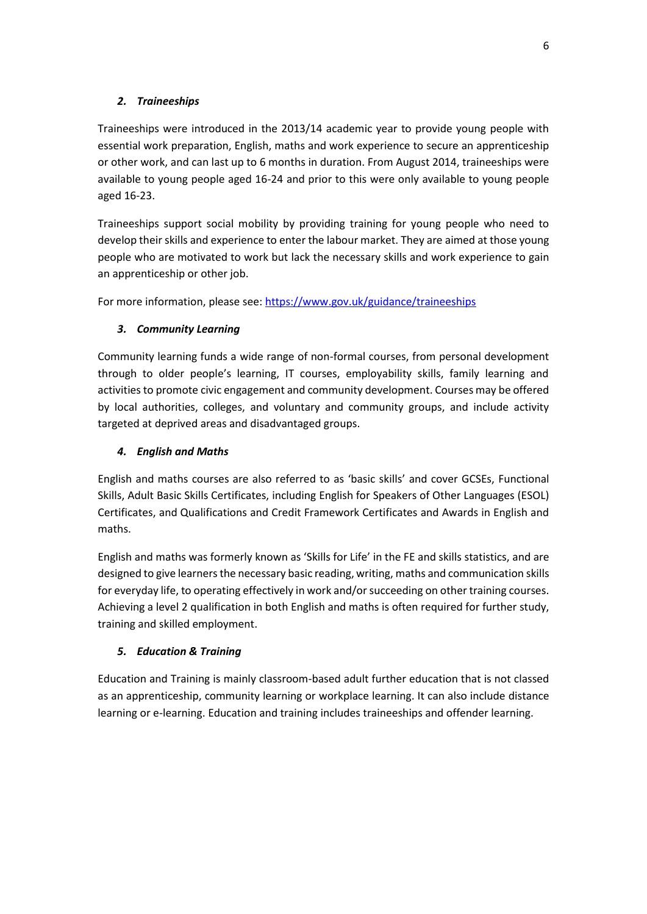### *2. Traineeships*

Traineeships were introduced in the 2013/14 academic year to provide young people with essential work preparation, English, maths and work experience to secure an apprenticeship or other work, and can last up to 6 months in duration. From August 2014, traineeships were available to young people aged 16-24 and prior to this were only available to young people aged 16-23.

Traineeships support social mobility by providing training for young people who need to develop their skills and experience to enter the labour market. They are aimed at those young people who are motivated to work but lack the necessary skills and work experience to gain an apprenticeship or other job.

For more information, please see: [https://www.gov.uk/guidance/traineeships](https://www.gov.uk/guidance/traineeships)

### *3. Community Learning*

Community learning funds a wide range of non-formal courses, from personal development through to older people's learning, IT courses, employability skills, family learning and activities to promote civic engagement and community development. Courses may be offered by local authorities, colleges, and voluntary and community groups, and include activity targeted at deprived areas and disadvantaged groups.

### *4. English and Maths*

English and maths courses are also referred to as 'basic skills' and cover GCSEs, Functional Skills, Adult Basic Skills Certificates, including English for Speakers of Other Languages (ESOL) Certificates, and Qualifications and Credit Framework Certificates and Awards in English and maths.

English and maths was formerly known as 'Skills for Life' in the FE and skills statistics, and are designed to give learners the necessary basic reading, writing, maths and communication skills for everyday life, to operating effectively in work and/or succeeding on other training courses. Achieving a level 2 qualification in both English and maths is often required for further study, training and skilled employment.

### *5. Education & Training*

Education and Training is mainly classroom-based adult further education that is not classed as an apprenticeship, community learning or workplace learning. It can also include distance learning or e-learning. Education and training includes traineeships and offender learning.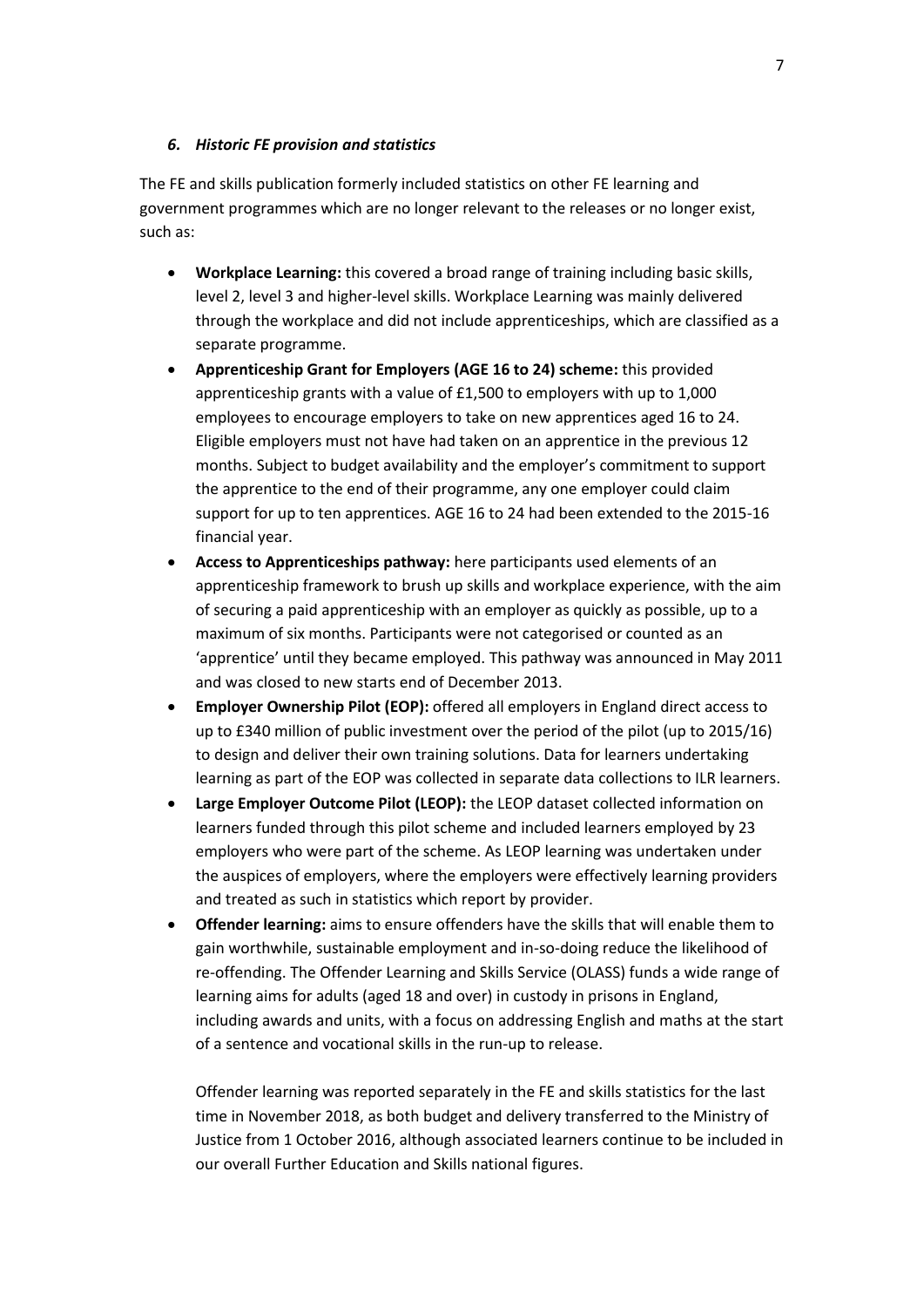### *6. Historic FE provision and statistics*

The FE and skills publication formerly included statistics on other FE learning and government programmes which are no longer relevant to the releases or no longer exist, such as:

- **Workplace Learning:** this covered a broad range of training including basic skills, level 2, level 3 and higher-level skills. Workplace Learning was mainly delivered through the workplace and did not include apprenticeships, which are classified as a separate programme.
- **Apprenticeship Grant for Employers (AGE 16 to 24) scheme:** this provided apprenticeship grants with a value of £1,500 to employers with up to 1,000 employees to encourage employers to take on new apprentices aged 16 to 24. Eligible employers must not have had taken on an apprentice in the previous 12 months. Subject to budget availability and the employer's commitment to support the apprentice to the end of their programme, any one employer could claim support for up to ten apprentices. AGE 16 to 24 had been extended to the 2015-16 financial year.
- **Access to Apprenticeships pathway:** here participants used elements of an apprenticeship framework to brush up skills and workplace experience, with the aim of securing a paid apprenticeship with an employer as quickly as possible, up to a maximum of six months. Participants were not categorised or counted as an 'apprentice' until they became employed. This pathway was announced in May 2011 and was closed to new starts end of December 2013.
- **Employer Ownership Pilot (EOP):** offered all employers in England direct access to up to £340 million of public investment over the period of the pilot (up to 2015/16) to design and deliver their own training solutions. Data for learners undertaking learning as part of the EOP was collected in separate data collections to ILR learners.
- **Large Employer Outcome Pilot (LEOP):** the LEOP dataset collected information on learners funded through this pilot scheme and included learners employed by 23 employers who were part of the scheme. As LEOP learning was undertaken under the auspices of employers, where the employers were effectively learning providers and treated as such in statistics which report by provider.
- **Offender learning:** aims to ensure offenders have the skills that will enable them to gain worthwhile, sustainable employment and in-so-doing reduce the likelihood of re-offending. The Offender Learning and Skills Service (OLASS) funds a wide range of learning aims for adults (aged 18 and over) in custody in prisons in England, including awards and units, with a focus on addressing English and maths at the start of a sentence and vocational skills in the run-up to release.

  Offender learning was reported separately in the FE and skills statistics for the last time in November 2018, as both budget and delivery transferred to the Ministry of Justice from 1 October 2016, although associated learners continue to be included in our overall Further Education and Skills national figures.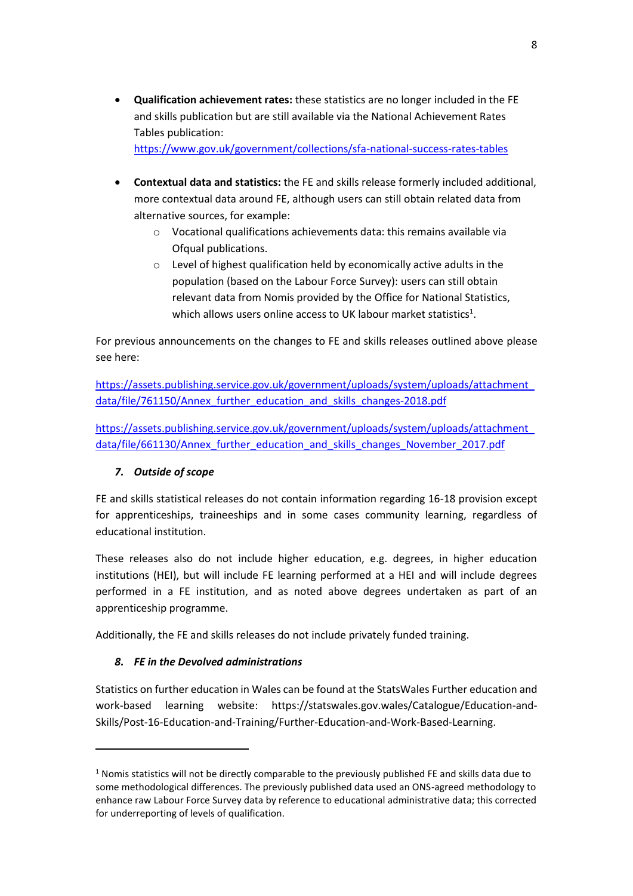- **Qualification achievement rates:** these statistics are no longer included in the FE and skills publication but are still available via the National Achievement Rates Tables publication: https://www.gov.uk/government/collections/sfa-national-success-rates-tables

- **Contextual data and statistics:** the FE and skills release formerly included additional, more contextual data around FE, although users can still obtain related data from alternative sources, for example:
  - Vocational qualifications achievements data: this remains available via Ofqual publications.
  - Level of highest qualification held by economically active adults in the population (based on the Labour Force Survey): users can still obtain relevant data from Nomis provided by the Office for National Statistics, which allows users online access to UK labour market statistics[1].

For previous announcements on the changes to FE and skills releases outlined above please see here:

https://assets.publishing.service.gov.uk/government/uploads/system/uploads/attachment_data/file/761150/Annex_further_education_and_skills_changes-2018.pdf

https://assets.publishing.service.gov.uk/government/uploads/system/uploads/attachment_data/file/661130/Annex_further_education_and_skills_changes_November_2017.pdf

### *7. Outside of scope*

FE and skills statistical releases do not contain information regarding 16-18 provision except for apprenticeships, traineeships and in some cases community learning, regardless of educational institution.

These releases also do not include higher education, e.g. degrees, in higher education institutions (HEI), but will include FE learning performed at a HEI and will include degrees performed in a FE institution, and as noted above degrees undertaken as part of an apprenticeship programme.

Additionally, the FE and skills releases do not include privately funded training.

### *8. FE in the Devolved administrations*

Statistics on further education in Wales can be found at the StatsWales Further education and work-based learning website: https://statswales.gov.wales/Catalogue/Education-and-Skills/Post-16-Education-and-Training/Further-Education-and-Work-Based-Learning.

---

[1] Nomis statistics will not be directly comparable to the previously published FE and skills data due to some methodological differences. The previously published data used an ONS-agreed methodology to enhance raw Labour Force Survey data by reference to educational administrative data; this corrected for underreporting of levels of qualification.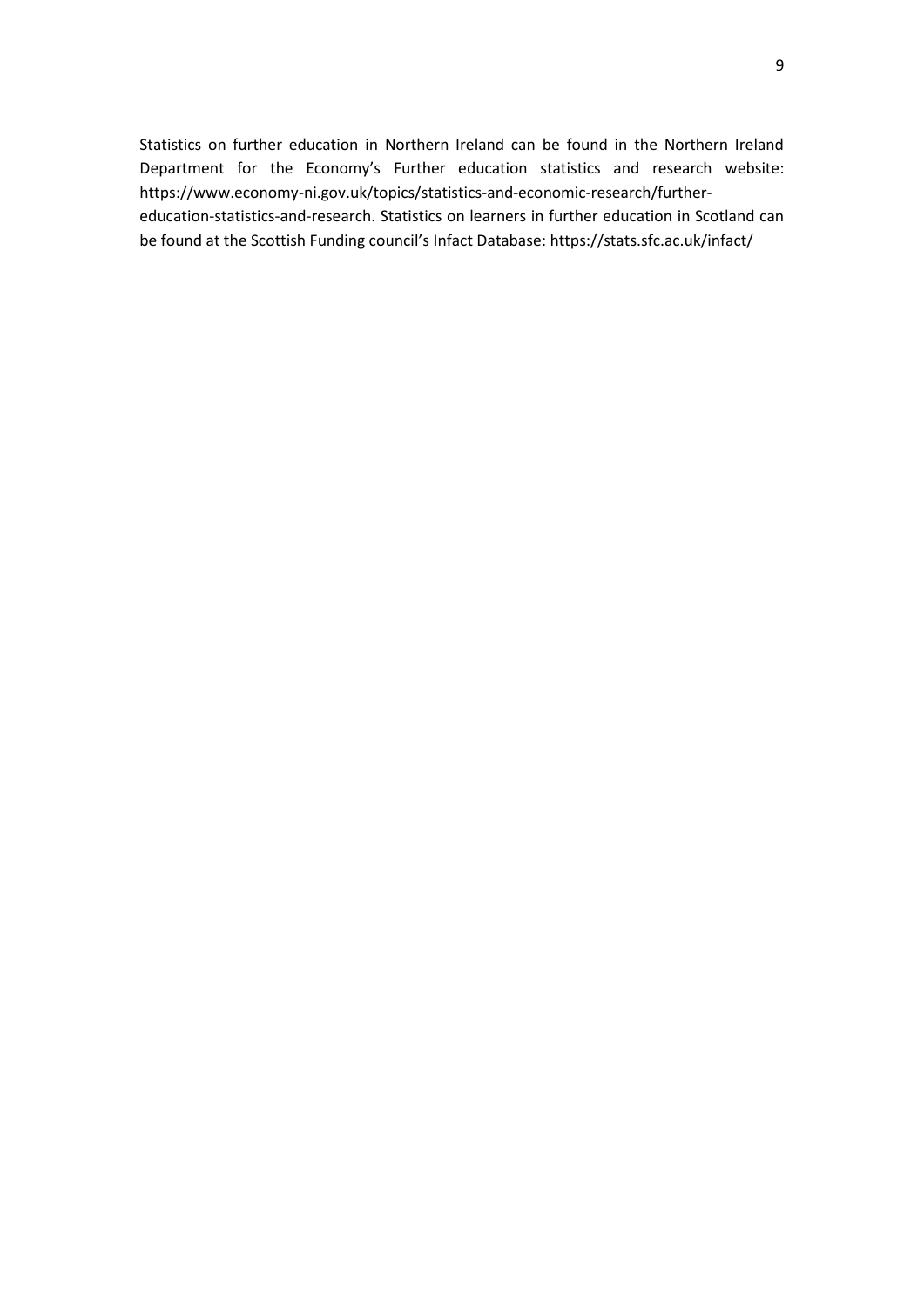Statistics on further education in Northern Ireland can be found in the Northern Ireland Department for the Economy's Further education statistics and research website: https://www.economy-ni.gov.uk/topics/statistics-and-economic-research/further-education-statistics-and-research. Statistics on learners in further education in Scotland can be found at the Scottish Funding council's Infact Database: https://stats.sfc.ac.uk/infact/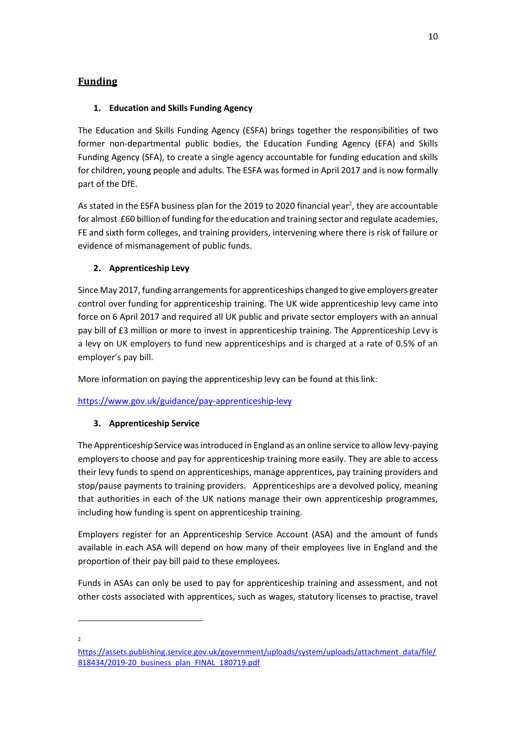## Funding

### 1. Education and Skills Funding Agency

The Education and Skills Funding Agency (ESFA) brings together the responsibilities of two former non-departmental public bodies, the Education Funding Agency (EFA) and Skills Funding Agency (SFA), to create a single agency accountable for funding education and skills for children, young people and adults. The ESFA was formed in April 2017 and is now formally part of the DfE.

As stated in the ESFA business plan for the 2019 to 2020 financial year[2], they are accountable for almost £60 billion of funding for the education and training sector and regulate academies, FE and sixth form colleges, and training providers, intervening where there is risk of failure or evidence of mismanagement of public funds.

### 2. Apprenticeship Levy

Since May 2017, funding arrangements for apprenticeships changed to give employers greater control over funding for apprenticeship training. The UK wide apprenticeship levy came into force on 6 April 2017 and required all UK public and private sector employers with an annual pay bill of £3 million or more to invest in apprenticeship training. The Apprenticeship Levy is a levy on UK employers to fund new apprenticeships and is charged at a rate of 0.5% of an employer's pay bill.

More information on paying the apprenticeship levy can be found at this link:

https://www.gov.uk/guidance/pay-apprenticeship-levy

### 3. Apprenticeship Service

The Apprenticeship Service was introduced in England as an online service to allow levy-paying employers to choose and pay for apprenticeship training more easily. They are able to access their levy funds to spend on apprenticeships, manage apprentices, pay training providers and stop/pause payments to training providers. Apprenticeships are a devolved policy, meaning that authorities in each of the UK nations manage their own apprenticeship programmes, including how funding is spent on apprenticeship training.

Employers register for an Apprenticeship Service Account (ASA) and the amount of funds available in each ASA will depend on how many of their employees live in England and the proportion of their pay bill paid to these employees.

Funds in ASAs can only be used to pay for apprenticeship training and assessment, and not other costs associated with apprentices, such as wages, statutory licenses to practise, travel

---

[2] https://assets.publishing.service.gov.uk/government/uploads/system/uploads/attachment_data/file/818434/2019-20_business_plan_FINAL_180719.pdf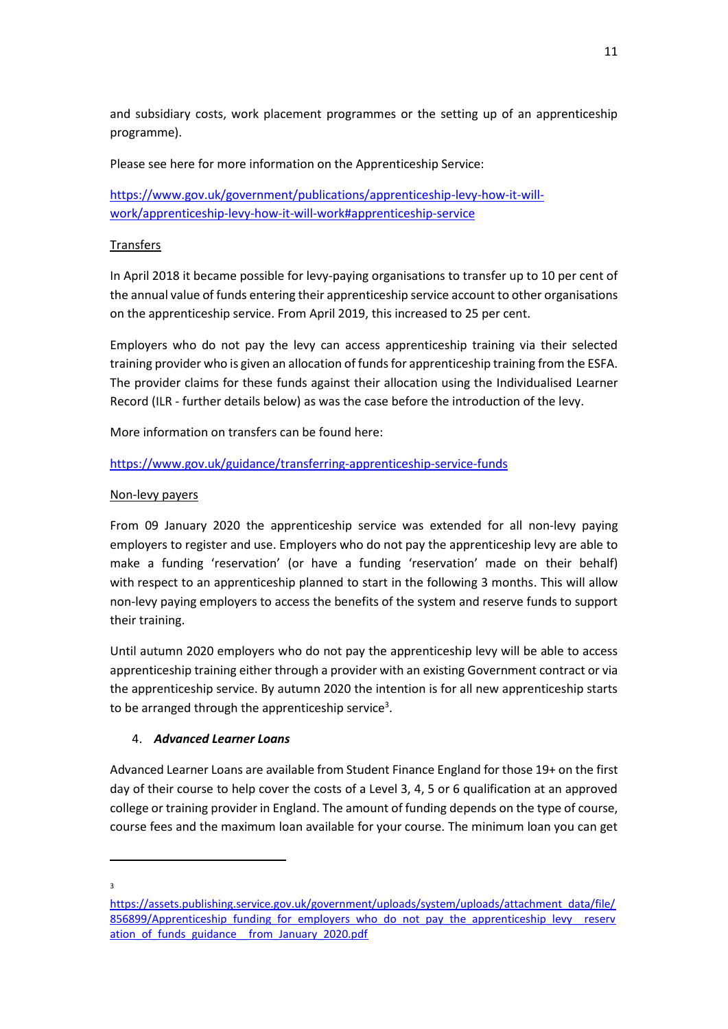and subsidiary costs, work placement programmes or the setting up of an apprenticeship programme).

Please see here for more information on the Apprenticeship Service:

[https://www.gov.uk/government/publications/apprenticeship-levy-how-it-will-work/apprenticeship-levy-how-it-will-work#apprenticeship-service](https://www.gov.uk/government/publications/apprenticeship-levy-how-it-will-work/apprenticeship-levy-how-it-will-work#apprenticeship-service)

<u>Transfers</u>

In April 2018 it became possible for levy-paying organisations to transfer up to 10 per cent of the annual value of funds entering their apprenticeship service account to other organisations on the apprenticeship service. From April 2019, this increased to 25 per cent.

Employers who do not pay the levy can access apprenticeship training via their selected training provider who is given an allocation of funds for apprenticeship training from the ESFA. The provider claims for these funds against their allocation using the Individualised Learner Record (ILR - further details below) as was the case before the introduction of the levy.

More information on transfers can be found here:

[https://www.gov.uk/guidance/transferring-apprenticeship-service-funds](https://www.gov.uk/guidance/transferring-apprenticeship-service-funds)

<u>Non-levy payers</u>

From 09 January 2020 the apprenticeship service was extended for all non-levy paying employers to register and use. Employers who do not pay the apprenticeship levy are able to make a funding 'reservation' (or have a funding 'reservation' made on their behalf) with respect to an apprenticeship planned to start in the following 3 months. This will allow non-levy paying employers to access the benefits of the system and reserve funds to support their training.

Until autumn 2020 employers who do not pay the apprenticeship levy will be able to access apprenticeship training either through a provider with an existing Government contract or via the apprenticeship service. By autumn 2020 the intention is for all new apprenticeship starts to be arranged through the apprenticeship service[3].

4. ***Advanced Learner Loans***

Advanced Learner Loans are available from Student Finance England for those 19+ on the first day of their course to help cover the costs of a Level 3, 4, 5 or 6 qualification at an approved college or training provider in England. The amount of funding depends on the type of course, course fees and the maximum loan available for your course. The minimum loan you can get

---

[3] [https://assets.publishing.service.gov.uk/government/uploads/system/uploads/attachment_data/file/856899/Apprenticeship_funding_for_employers_who_do_not_pay_the_apprenticeship_levy__reservation_of_funds_guidance__from_January_2020.pdf](https://assets.publishing.service.gov.uk/government/uploads/system/uploads/attachment_data/file/856899/Apprenticeship_funding_for_employers_who_do_not_pay_the_apprenticeship_levy__reservation_of_funds_guidance__from_January_2020.pdf)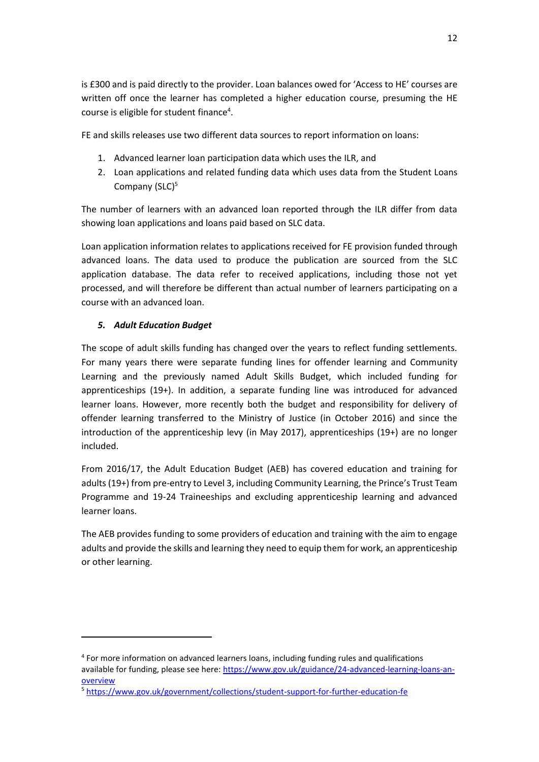is £300 and is paid directly to the provider. Loan balances owed for 'Access to HE' courses are written off once the learner has completed a higher education course, presuming the HE course is eligible for student finance[4].

FE and skills releases use two different data sources to report information on loans:

1. Advanced learner loan participation data which uses the ILR, and
2. Loan applications and related funding data which uses data from the Student Loans Company (SLC)[5]

The number of learners with an advanced loan reported through the ILR differ from data showing loan applications and loans paid based on SLC data.

Loan application information relates to applications received for FE provision funded through advanced loans. The data used to produce the publication are sourced from the SLC application database. The data refer to received applications, including those not yet processed, and will therefore be different than actual number of learners participating on a course with an advanced loan.

### 5. *Adult Education Budget*

The scope of adult skills funding has changed over the years to reflect funding settlements. For many years there were separate funding lines for offender learning and Community Learning and the previously named Adult Skills Budget, which included funding for apprenticeships (19+). In addition, a separate funding line was introduced for advanced learner loans. However, more recently both the budget and responsibility for delivery of offender learning transferred to the Ministry of Justice (in October 2016) and since the introduction of the apprenticeship levy (in May 2017), apprenticeships (19+) are no longer included.

From 2016/17, the Adult Education Budget (AEB) has covered education and training for adults (19+) from pre-entry to Level 3, including Community Learning, the Prince's Trust Team Programme and 19-24 Traineeships and excluding apprenticeship learning and advanced learner loans.

The AEB provides funding to some providers of education and training with the aim to engage adults and provide the skills and learning they need to equip them for work, an apprenticeship or other learning.

---

[4] For more information on advanced learners loans, including funding rules and qualifications available for funding, please see here: https://www.gov.uk/guidance/24-advanced-learning-loans-an-overview

[5] https://www.gov.uk/government/collections/student-support-for-further-education-fe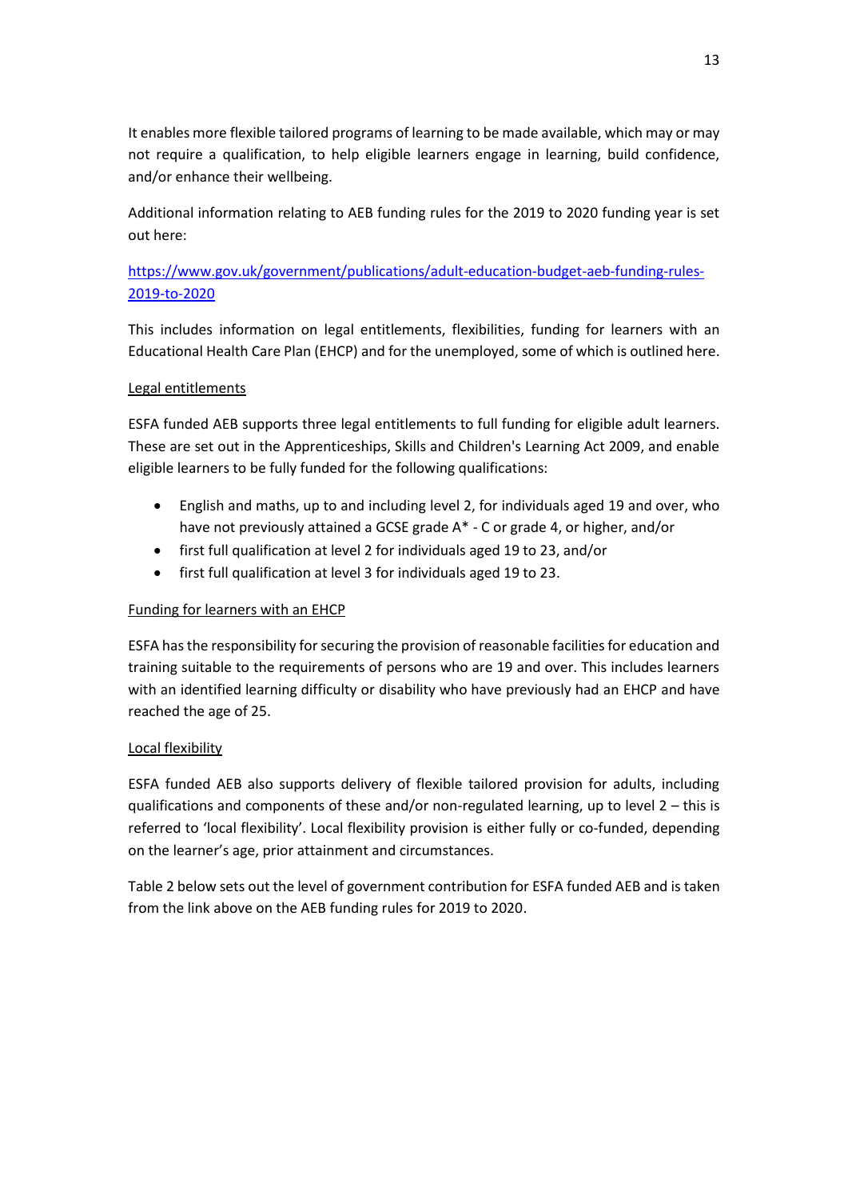It enables more flexible tailored programs of learning to be made available, which may or may not require a qualification, to help eligible learners engage in learning, build confidence, and/or enhance their wellbeing.

Additional information relating to AEB funding rules for the 2019 to 2020 funding year is set out here:

[https://www.gov.uk/government/publications/adult-education-budget-aeb-funding-rules-2019-to-2020](https://www.gov.uk/government/publications/adult-education-budget-aeb-funding-rules-2019-to-2020)

This includes information on legal entitlements, flexibilities, funding for learners with an Educational Health Care Plan (EHCP) and for the unemployed, some of which is outlined here.

Legal entitlements

ESFA funded AEB supports three legal entitlements to full funding for eligible adult learners. These are set out in the Apprenticeships, Skills and Children's Learning Act 2009, and enable eligible learners to be fully funded for the following qualifications:

- English and maths, up to and including level 2, for individuals aged 19 and over, who have not previously attained a GCSE grade A* - C or grade 4, or higher, and/or
- first full qualification at level 2 for individuals aged 19 to 23, and/or
- first full qualification at level 3 for individuals aged 19 to 23.

Funding for learners with an EHCP

ESFA has the responsibility for securing the provision of reasonable facilities for education and training suitable to the requirements of persons who are 19 and over. This includes learners with an identified learning difficulty or disability who have previously had an EHCP and have reached the age of 25.

Local flexibility

ESFA funded AEB also supports delivery of flexible tailored provision for adults, including qualifications and components of these and/or non-regulated learning, up to level 2 – this is referred to 'local flexibility'. Local flexibility provision is either fully or co-funded, depending on the learner's age, prior attainment and circumstances.

Table 2 below sets out the level of government contribution for ESFA funded AEB and is taken from the link above on the AEB funding rules for 2019 to 2020.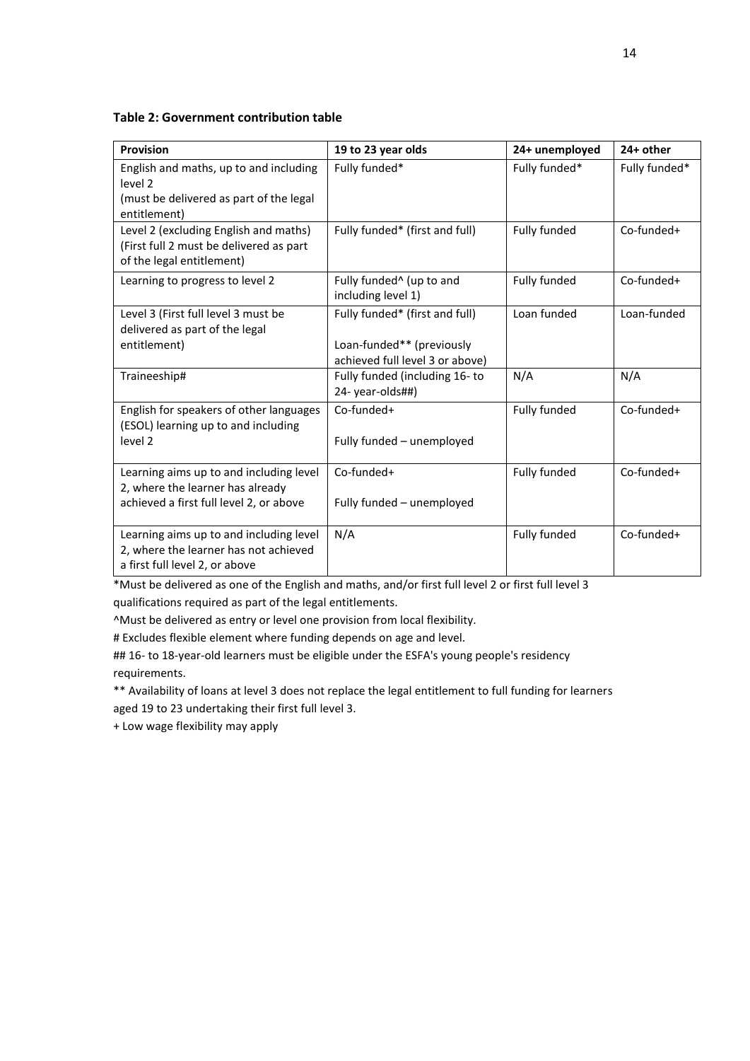**Table 2: Government contribution table**

| Provision | 19 to 23 year olds | 24+ unemployed | 24+ other |
|---|---|---|---|
| English and maths, up to and including level 2 (must be delivered as part of the legal entitlement) | Fully funded* | Fully funded* | Fully funded* |
| Level 2 (excluding English and maths) (First full 2 must be delivered as part of the legal entitlement) | Fully funded* (first and full) | Fully funded | Co-funded+ |
| Learning to progress to level 2 | Fully funded^ (up to and including level 1) | Fully funded | Co-funded+ |
| Level 3 (First full level 3 must be delivered as part of the legal entitlement) | Fully funded* (first and full)<br><br>Loan-funded** (previously achieved full level 3 or above) | Loan funded | Loan-funded |
| Traineeship# | Fully funded (including 16- to 24- year-olds##) | N/A | N/A |
| English for speakers of other languages (ESOL) learning up to and including level 2 | Co-funded+<br><br>Fully funded – unemployed | Fully funded | Co-funded+ |
| Learning aims up to and including level 2, where the learner has already achieved a first full level 2, or above | Co-funded+<br><br>Fully funded – unemployed | Fully funded | Co-funded+ |
| Learning aims up to and including level 2, where the learner has not achieved a first full level 2, or above | N/A | Fully funded | Co-funded+ |

*Must be delivered as one of the English and maths, and/or first full level 2 or first full level 3 qualifications required as part of the legal entitlements.

^Must be delivered as entry or level one provision from local flexibility.

# Excludes flexible element where funding depends on age and level.

## 16- to 18-year-old learners must be eligible under the ESFA's young people's residency requirements.

** Availability of loans at level 3 does not replace the legal entitlement to full funding for learners aged 19 to 23 undertaking their first full level 3.

+ Low wage flexibility may apply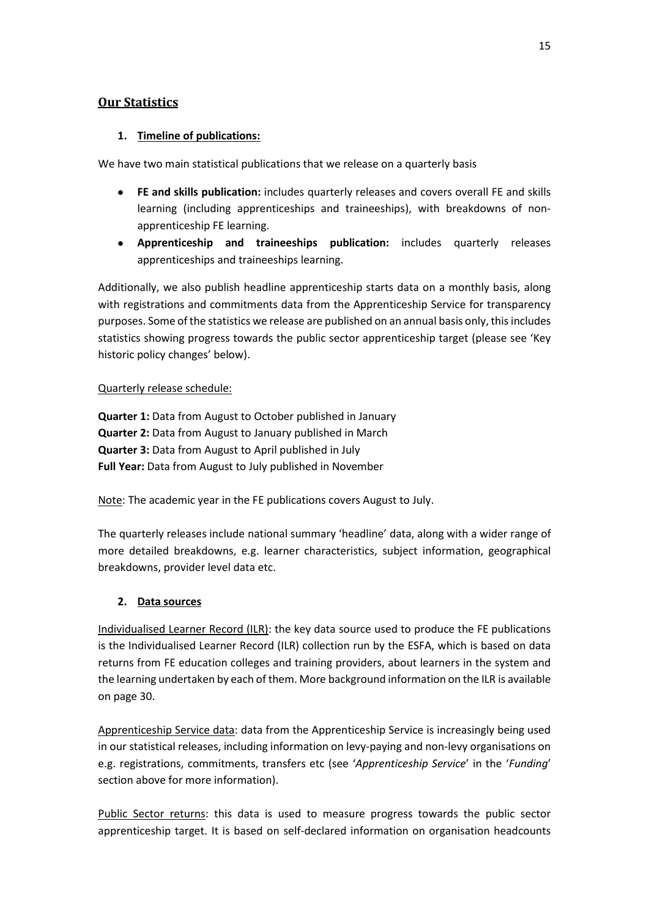## Our Statistics

### 1. Timeline of publications:

We have two main statistical publications that we release on a quarterly basis

- **FE and skills publication:** includes quarterly releases and covers overall FE and skills learning (including apprenticeships and traineeships), with breakdowns of non-apprenticeship FE learning.
- **Apprenticeship and traineeships publication:** includes quarterly releases apprenticeships and traineeships learning.

Additionally, we also publish headline apprenticeship starts data on a monthly basis, along with registrations and commitments data from the Apprenticeship Service for transparency purposes. Some of the statistics we release are published on an annual basis only, this includes statistics showing progress towards the public sector apprenticeship target (please see 'Key historic policy changes' below).

Quarterly release schedule:

**Quarter 1:** Data from August to October published in January
**Quarter 2:** Data from August to January published in March
**Quarter 3:** Data from August to April published in July
**Full Year:** Data from August to July published in November

Note: The academic year in the FE publications covers August to July.

The quarterly releases include national summary 'headline' data, along with a wider range of more detailed breakdowns, e.g. learner characteristics, subject information, geographical breakdowns, provider level data etc.

### 2. Data sources

Individualised Learner Record (ILR): the key data source used to produce the FE publications is the Individualised Learner Record (ILR) collection run by the ESFA, which is based on data returns from FE education colleges and training providers, about learners in the system and the learning undertaken by each of them. More background information on the ILR is available on page 30.

Apprenticeship Service data: data from the Apprenticeship Service is increasingly being used in our statistical releases, including information on levy-paying and non-levy organisations on e.g. registrations, commitments, transfers etc (see '*Apprenticeship Service*' in the '*Funding*' section above for more information).

Public Sector returns: this data is used to measure progress towards the public sector apprenticeship target. It is based on self-declared information on organisation headcounts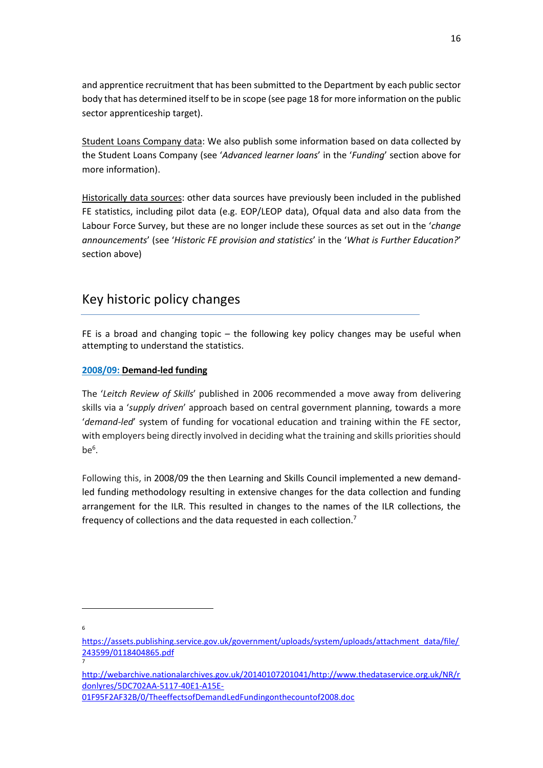and apprentice recruitment that has been submitted to the Department by each public sector body that has determined itself to be in scope (see page 18 for more information on the public sector apprenticeship target).

Student Loans Company data: We also publish some information based on data collected by the Student Loans Company (see '*Advanced learner loans*' in the '*Funding*' section above for more information).

Historically data sources: other data sources have previously been included in the published FE statistics, including pilot data (e.g. EOP/LEOP data), Ofqual data and also data from the Labour Force Survey, but these are no longer include these sources as set out in the '*change announcements*' (see '*Historic FE provision and statistics*' in the '*What is Further Education?*' section above)

## Key historic policy changes

FE is a broad and changing topic – the following key policy changes may be useful when attempting to understand the statistics.

**2008/09: Demand-led funding**

The '*Leitch Review of Skills*' published in 2006 recommended a move away from delivering skills via a '*supply driven*' approach based on central government planning, towards a more '*demand-led*' system of funding for vocational education and training within the FE sector, with employers being directly involved in deciding what the training and skills priorities should be[6].

Following this, in 2008/09 the then Learning and Skills Council implemented a new demand-led funding methodology resulting in extensive changes for the data collection and funding arrangement for the ILR. This resulted in changes to the names of the ILR collections, the frequency of collections and the data requested in each collection.[7]

---

[6] https://assets.publishing.service.gov.uk/government/uploads/system/uploads/attachment_data/file/243599/0118404865.pdf

[7] http://webarchive.nationalarchives.gov.uk/20140107201041/http://www.thedataservice.org.uk/NR/rdonlyres/5DC702AA-5117-40E1-A15E-01F95F2AF32B/0/TheeffectsofDemandLedFundingonthecountof2008.doc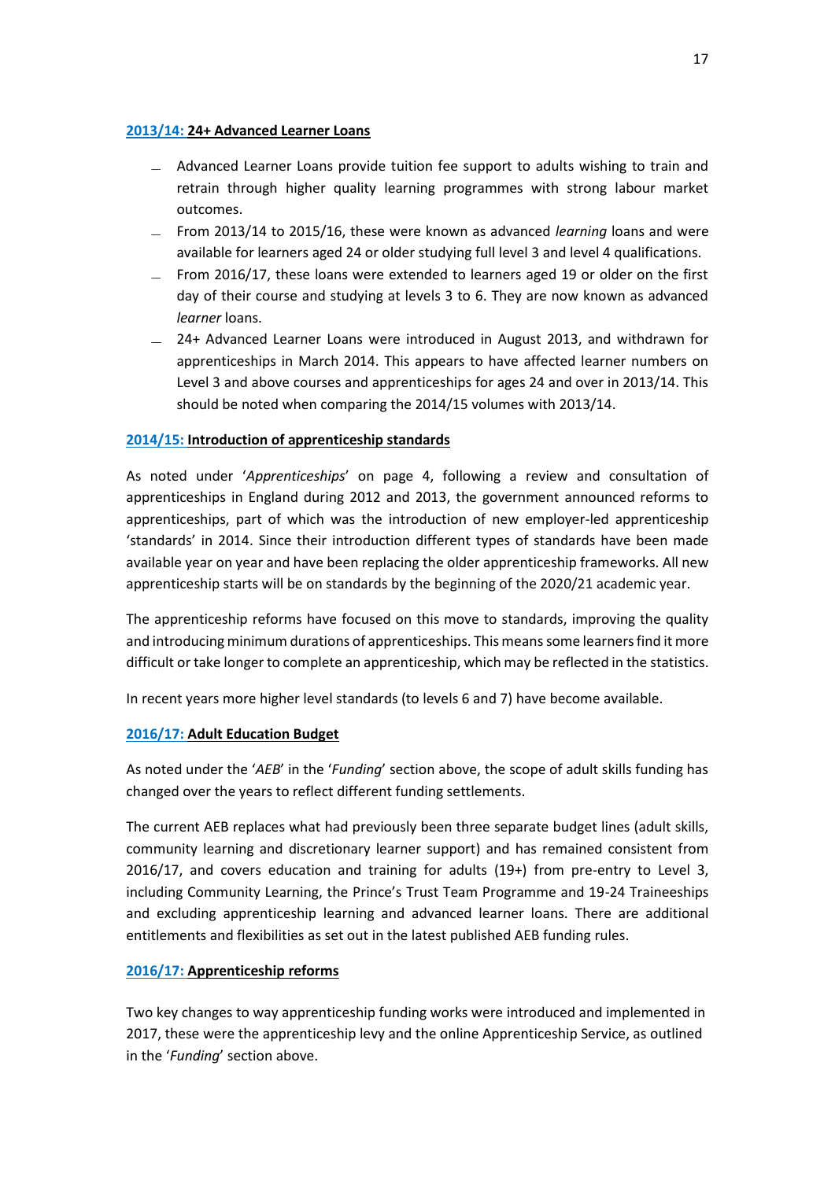#### **2013/14: 24+ Advanced Learner Loans**

- Advanced Learner Loans provide tuition fee support to adults wishing to train and retrain through higher quality learning programmes with strong labour market outcomes.
- From 2013/14 to 2015/16, these were known as advanced *learning* loans and were available for learners aged 24 or older studying full level 3 and level 4 qualifications.
- From 2016/17, these loans were extended to learners aged 19 or older on the first day of their course and studying at levels 3 to 6. They are now known as advanced *learner* loans.
- 24+ Advanced Learner Loans were introduced in August 2013, and withdrawn for apprenticeships in March 2014. This appears to have affected learner numbers on Level 3 and above courses and apprenticeships for ages 24 and over in 2013/14. This should be noted when comparing the 2014/15 volumes with 2013/14.

#### **2014/15: Introduction of apprenticeship standards**

As noted under '*Apprenticeships*' on page 4, following a review and consultation of apprenticeships in England during 2012 and 2013, the government announced reforms to apprenticeships, part of which was the introduction of new employer-led apprenticeship 'standards' in 2014. Since their introduction different types of standards have been made available year on year and have been replacing the older apprenticeship frameworks. All new apprenticeship starts will be on standards by the beginning of the 2020/21 academic year.

The apprenticeship reforms have focused on this move to standards, improving the quality and introducing minimum durations of apprenticeships. This means some learners find it more difficult or take longer to complete an apprenticeship, which may be reflected in the statistics.

In recent years more higher level standards (to levels 6 and 7) have become available.

#### **2016/17: Adult Education Budget**

As noted under the '*AEB*' in the '*Funding*' section above, the scope of adult skills funding has changed over the years to reflect different funding settlements.

The current AEB replaces what had previously been three separate budget lines (adult skills, community learning and discretionary learner support) and has remained consistent from 2016/17, and covers education and training for adults (19+) from pre-entry to Level 3, including Community Learning, the Prince's Trust Team Programme and 19-24 Traineeships and excluding apprenticeship learning and advanced learner loans. There are additional entitlements and flexibilities as set out in the latest published AEB funding rules.

#### **2016/17: Apprenticeship reforms**

Two key changes to way apprenticeship funding works were introduced and implemented in 2017, these were the apprenticeship levy and the online Apprenticeship Service, as outlined in the '*Funding*' section above.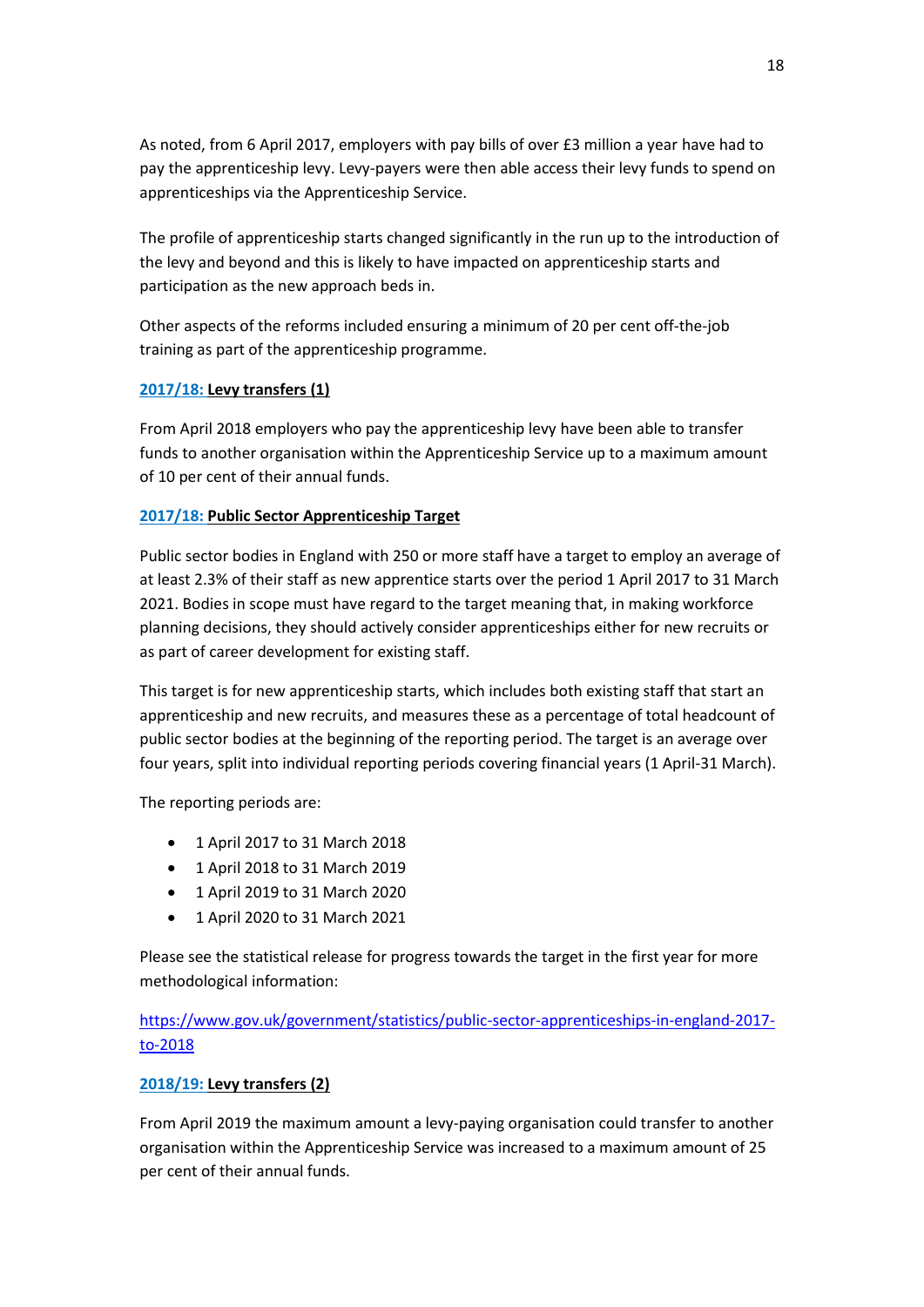As noted, from 6 April 2017, employers with pay bills of over £3 million a year have had to pay the apprenticeship levy. Levy-payers were then able access their levy funds to spend on apprenticeships via the Apprenticeship Service.

The profile of apprenticeship starts changed significantly in the run up to the introduction of the levy and beyond and this is likely to have impacted on apprenticeship starts and participation as the new approach beds in.

Other aspects of the reforms included ensuring a minimum of 20 per cent off-the-job training as part of the apprenticeship programme.

**2017/18: Levy transfers (1)**

From April 2018 employers who pay the apprenticeship levy have been able to transfer funds to another organisation within the Apprenticeship Service up to a maximum amount of 10 per cent of their annual funds.

**2017/18: Public Sector Apprenticeship Target**

Public sector bodies in England with 250 or more staff have a target to employ an average of at least 2.3% of their staff as new apprentice starts over the period 1 April 2017 to 31 March 2021. Bodies in scope must have regard to the target meaning that, in making workforce planning decisions, they should actively consider apprenticeships either for new recruits or as part of career development for existing staff.

This target is for new apprenticeship starts, which includes both existing staff that start an apprenticeship and new recruits, and measures these as a percentage of total headcount of public sector bodies at the beginning of the reporting period. The target is an average over four years, split into individual reporting periods covering financial years (1 April-31 March).

The reporting periods are:

- 1 April 2017 to 31 March 2018
- 1 April 2018 to 31 March 2019
- 1 April 2019 to 31 March 2020
- 1 April 2020 to 31 March 2021

Please see the statistical release for progress towards the target in the first year for more methodological information:

https://www.gov.uk/government/statistics/public-sector-apprenticeships-in-england-2017-to-2018

**2018/19: Levy transfers (2)**

From April 2019 the maximum amount a levy-paying organisation could transfer to another organisation within the Apprenticeship Service was increased to a maximum amount of 25 per cent of their annual funds.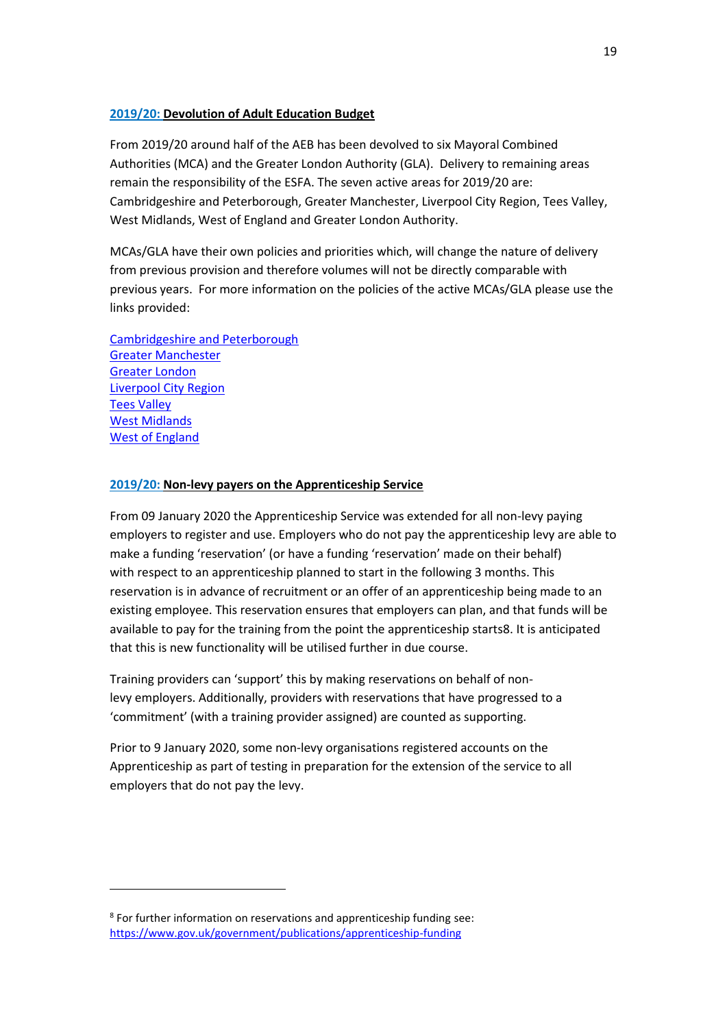#### 2019/20: Devolution of Adult Education Budget

From 2019/20 around half of the AEB has been devolved to six Mayoral Combined Authorities (MCA) and the Greater London Authority (GLA). Delivery to remaining areas remain the responsibility of the ESFA. The seven active areas for 2019/20 are: Cambridgeshire and Peterborough, Greater Manchester, Liverpool City Region, Tees Valley, West Midlands, West of England and Greater London Authority.

MCAs/GLA have their own policies and priorities which, will change the nature of delivery from previous provision and therefore volumes will not be directly comparable with previous years. For more information on the policies of the active MCAs/GLA please use the links provided:

Cambridgeshire and Peterborough
Greater Manchester
Greater London
Liverpool City Region
Tees Valley
West Midlands
West of England

#### 2019/20: Non-levy payers on the Apprenticeship Service

From 09 January 2020 the Apprenticeship Service was extended for all non-levy paying employers to register and use. Employers who do not pay the apprenticeship levy are able to make a funding 'reservation' (or have a funding 'reservation' made on their behalf) with respect to an apprenticeship planned to start in the following 3 months. This reservation is in advance of recruitment or an offer of an apprenticeship being made to an existing employee. This reservation ensures that employers can plan, and that funds will be available to pay for the training from the point the apprenticeship starts[8]. It is anticipated that this is new functionality will be utilised further in due course.

Training providers can 'support' this by making reservations on behalf of non-levy employers. Additionally, providers with reservations that have progressed to a 'commitment' (with a training provider assigned) are counted as supporting.

Prior to 9 January 2020, some non-levy organisations registered accounts on the Apprenticeship as part of testing in preparation for the extension of the service to all employers that do not pay the levy.

[8] For further information on reservations and apprenticeship funding see: https://www.gov.uk/government/publications/apprenticeship-funding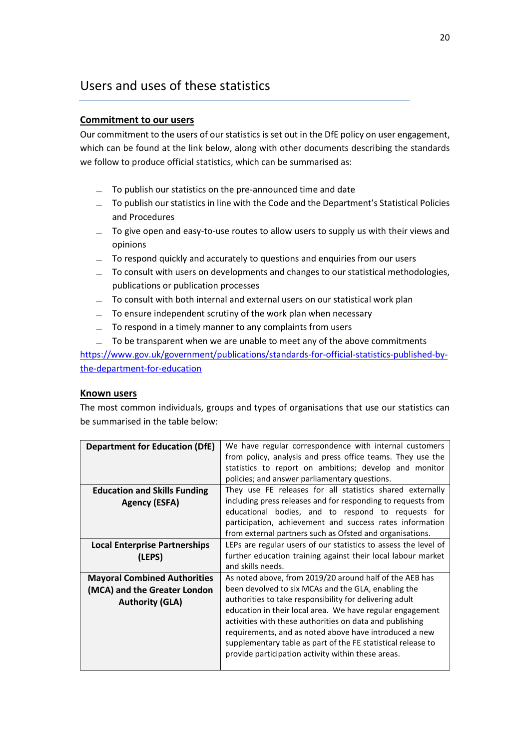## Users and uses of these statistics

**Commitment to our users**

Our commitment to the users of our statistics is set out in the DfE policy on user engagement, which can be found at the link below, along with other documents describing the standards we follow to produce official statistics, which can be summarised as:

- To publish our statistics on the pre-announced time and date
- To publish our statistics in line with the Code and the Department's Statistical Policies and Procedures
- To give open and easy-to-use routes to allow users to supply us with their views and opinions
- To respond quickly and accurately to questions and enquiries from our users
- To consult with users on developments and changes to our statistical methodologies, publications or publication processes
- To consult with both internal and external users on our statistical work plan
- To ensure independent scrutiny of the work plan when necessary
- To respond in a timely manner to any complaints from users
- To be transparent when we are unable to meet any of the above commitments

https://www.gov.uk/government/publications/standards-for-official-statistics-published-by-the-department-for-education

**Known users**

The most common individuals, groups and types of organisations that use our statistics can be summarised in the table below:

| | |
|---|---|
| **Department for Education (DfE)** | We have regular correspondence with internal customers from policy, analysis and press office teams. They use the statistics to report on ambitions; develop and monitor policies; and answer parliamentary questions. |
| **Education and Skills Funding Agency (ESFA)** | They use FE releases for all statistics shared externally including press releases and for responding to requests from educational bodies, and to respond to requests for participation, achievement and success rates information from external partners such as Ofsted and organisations. |
| **Local Enterprise Partnerships (LEPS)** | LEPs are regular users of our statistics to assess the level of further education training against their local labour market and skills needs. |
| **Mayoral Combined Authorities (MCA) and the Greater London Authority (GLA)** | As noted above, from 2019/20 around half of the AEB has been devolved to six MCAs and the GLA, enabling the authorities to take responsibility for delivering adult education in their local area. We have regular engagement activities with these authorities on data and publishing requirements, and as noted above have introduced a new supplementary table as part of the FE statistical release to provide participation activity within these areas. |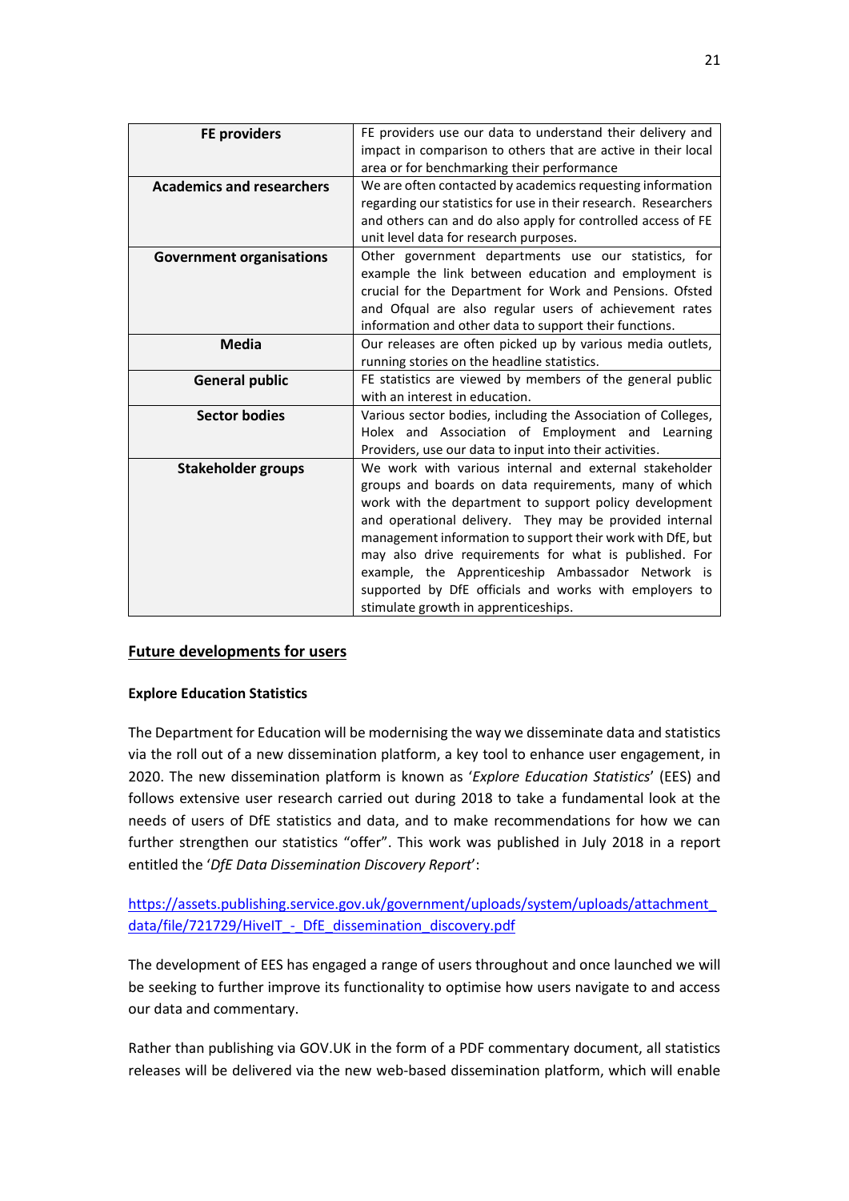| | |
|---|---|
| **FE providers** | FE providers use our data to understand their delivery and impact in comparison to others that are active in their local area or for benchmarking their performance |
| **Academics and researchers** | We are often contacted by academics requesting information regarding our statistics for use in their research. Researchers and others can and do also apply for controlled access of FE unit level data for research purposes. |
| **Government organisations** | Other government departments use our statistics, for example the link between education and employment is crucial for the Department for Work and Pensions. Ofsted and Ofqual are also regular users of achievement rates information and other data to support their functions. |
| **Media** | Our releases are often picked up by various media outlets, running stories on the headline statistics. |
| **General public** | FE statistics are viewed by members of the general public with an interest in education. |
| **Sector bodies** | Various sector bodies, including the Association of Colleges, Holex and Association of Employment and Learning Providers, use our data to input into their activities. |
| **Stakeholder groups** | We work with various internal and external stakeholder groups and boards on data requirements, many of which work with the department to support policy development and operational delivery. They may be provided internal management information to support their work with DfE, but may also drive requirements for what is published. For example, the Apprenticeship Ambassador Network is supported by DfE officials and works with employers to stimulate growth in apprenticeships. |

## Future developments for users

### Explore Education Statistics

The Department for Education will be modernising the way we disseminate data and statistics via the roll out of a new dissemination platform, a key tool to enhance user engagement, in 2020. The new dissemination platform is known as '*Explore Education Statistics*' (EES) and follows extensive user research carried out during 2018 to take a fundamental look at the needs of users of DfE statistics and data, and to make recommendations for how we can further strengthen our statistics "offer". This work was published in July 2018 in a report entitled the '*DfE Data Dissemination Discovery Report*':

https://assets.publishing.service.gov.uk/government/uploads/system/uploads/attachment_data/file/721729/HiveIT_-_DfE_dissemination_discovery.pdf

The development of EES has engaged a range of users throughout and once launched we will be seeking to further improve its functionality to optimise how users navigate to and access our data and commentary.

Rather than publishing via GOV.UK in the form of a PDF commentary document, all statistics releases will be delivered via the new web-based dissemination platform, which will enable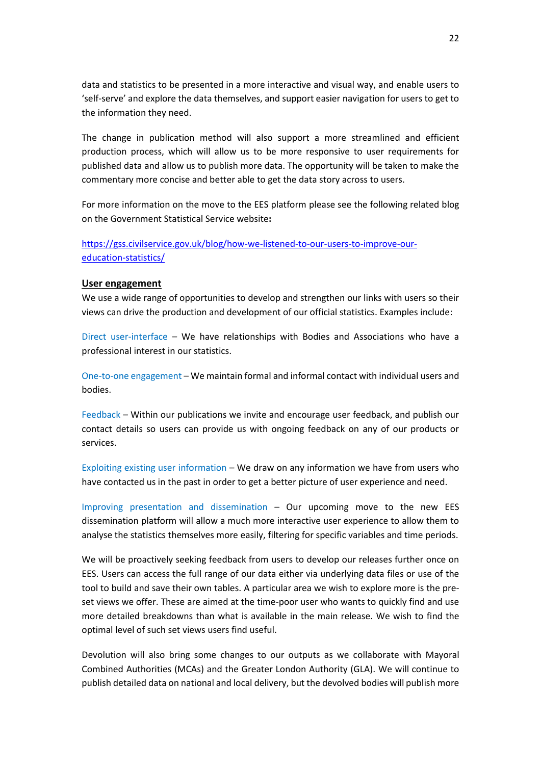data and statistics to be presented in a more interactive and visual way, and enable users to 'self-serve' and explore the data themselves, and support easier navigation for users to get to the information they need.

The change in publication method will also support a more streamlined and efficient production process, which will allow us to be more responsive to user requirements for published data and allow us to publish more data. The opportunity will be taken to make the commentary more concise and better able to get the data story across to users.

For more information on the move to the EES platform please see the following related blog on the Government Statistical Service website**:**

https://gss.civilservice.gov.uk/blog/how-we-listened-to-our-users-to-improve-our-education-statistics/

**User engagement**

We use a wide range of opportunities to develop and strengthen our links with users so their views can drive the production and development of our official statistics. Examples include:

Direct user-interface – We have relationships with Bodies and Associations who have a professional interest in our statistics.

One-to-one engagement – We maintain formal and informal contact with individual users and bodies.

Feedback – Within our publications we invite and encourage user feedback, and publish our contact details so users can provide us with ongoing feedback on any of our products or services.

Exploiting existing user information – We draw on any information we have from users who have contacted us in the past in order to get a better picture of user experience and need.

Improving presentation and dissemination – Our upcoming move to the new EES dissemination platform will allow a much more interactive user experience to allow them to analyse the statistics themselves more easily, filtering for specific variables and time periods.

We will be proactively seeking feedback from users to develop our releases further once on EES. Users can access the full range of our data either via underlying data files or use of the tool to build and save their own tables. A particular area we wish to explore more is the pre-set views we offer. These are aimed at the time-poor user who wants to quickly find and use more detailed breakdowns than what is available in the main release. We wish to find the optimal level of such set views users find useful.

Devolution will also bring some changes to our outputs as we collaborate with Mayoral Combined Authorities (MCAs) and the Greater London Authority (GLA). We will continue to publish detailed data on national and local delivery, but the devolved bodies will publish more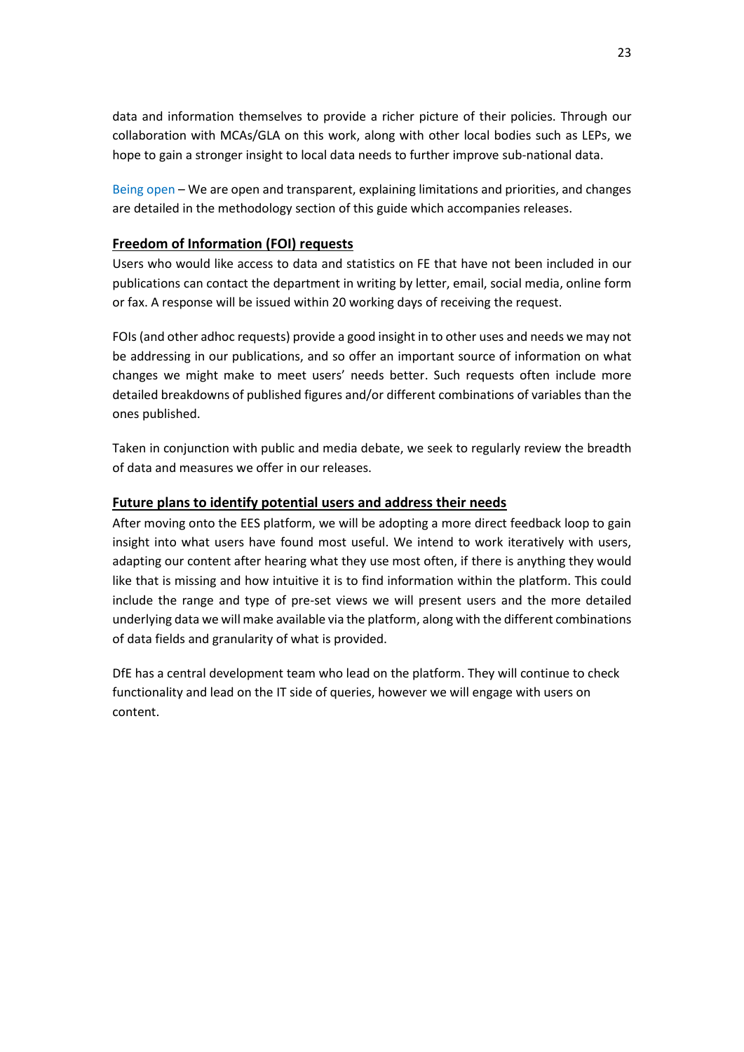data and information themselves to provide a richer picture of their policies. Through our collaboration with MCAs/GLA on this work, along with other local bodies such as LEPs, we hope to gain a stronger insight to local data needs to further improve sub-national data.

Being open – We are open and transparent, explaining limitations and priorities, and changes are detailed in the methodology section of this guide which accompanies releases.

### Freedom of Information (FOI) requests

Users who would like access to data and statistics on FE that have not been included in our publications can contact the department in writing by letter, email, social media, online form or fax. A response will be issued within 20 working days of receiving the request.

FOIs (and other adhoc requests) provide a good insight in to other uses and needs we may not be addressing in our publications, and so offer an important source of information on what changes we might make to meet users' needs better. Such requests often include more detailed breakdowns of published figures and/or different combinations of variables than the ones published.

Taken in conjunction with public and media debate, we seek to regularly review the breadth of data and measures we offer in our releases.

### Future plans to identify potential users and address their needs

After moving onto the EES platform, we will be adopting a more direct feedback loop to gain insight into what users have found most useful. We intend to work iteratively with users, adapting our content after hearing what they use most often, if there is anything they would like that is missing and how intuitive it is to find information within the platform. This could include the range and type of pre-set views we will present users and the more detailed underlying data we will make available via the platform, along with the different combinations of data fields and granularity of what is provided.

DfE has a central development team who lead on the platform. They will continue to check functionality and lead on the IT side of queries, however we will engage with users on content.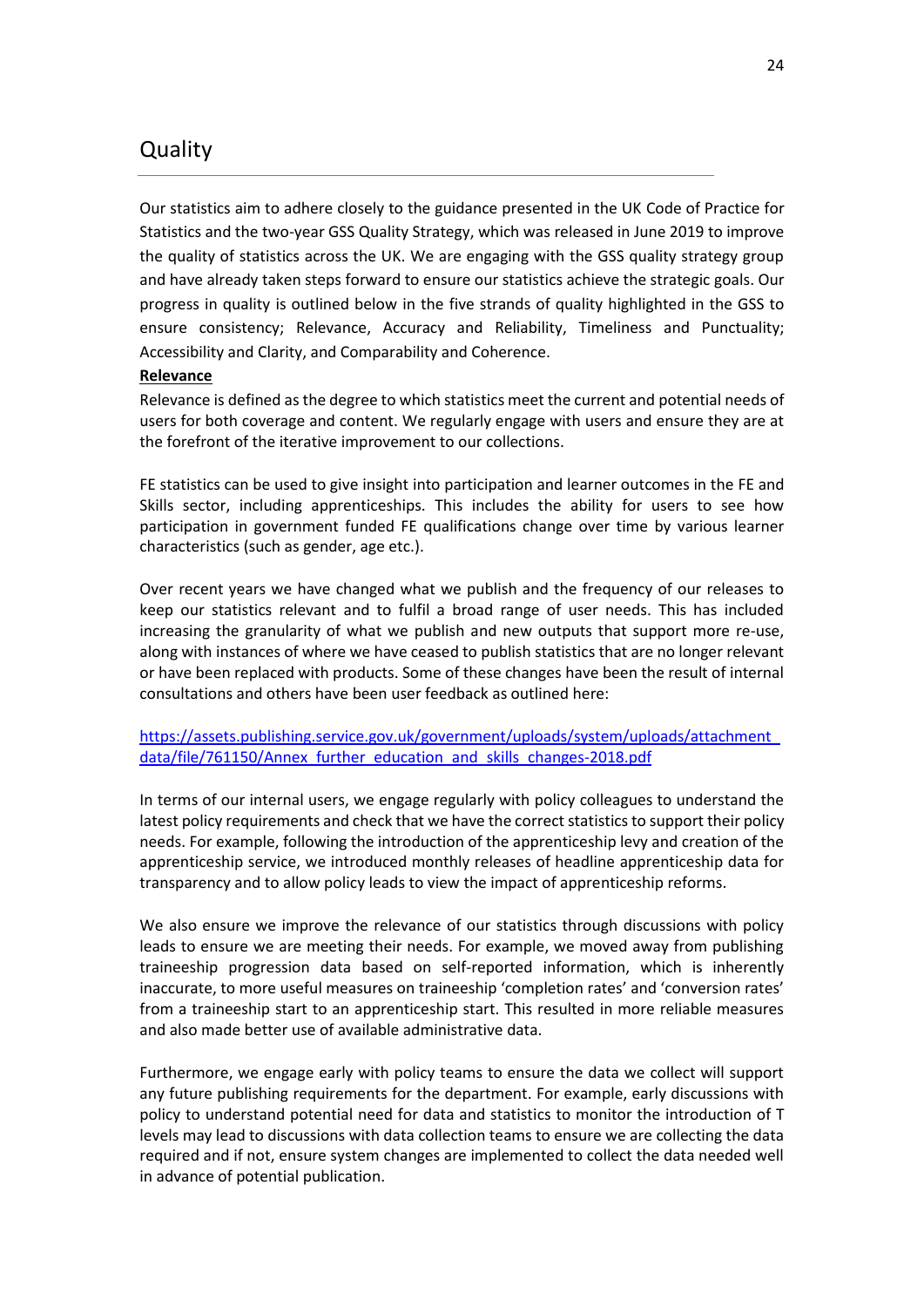## Quality

Our statistics aim to adhere closely to the guidance presented in the UK Code of Practice for Statistics and the two-year GSS Quality Strategy, which was released in June 2019 to improve the quality of statistics across the UK. We are engaging with the GSS quality strategy group and have already taken steps forward to ensure our statistics achieve the strategic goals. Our progress in quality is outlined below in the five strands of quality highlighted in the GSS to ensure consistency; Relevance, Accuracy and Reliability, Timeliness and Punctuality; Accessibility and Clarity, and Comparability and Coherence.

**Relevance**

Relevance is defined as the degree to which statistics meet the current and potential needs of users for both coverage and content. We regularly engage with users and ensure they are at the forefront of the iterative improvement to our collections.

FE statistics can be used to give insight into participation and learner outcomes in the FE and Skills sector, including apprenticeships. This includes the ability for users to see how participation in government funded FE qualifications change over time by various learner characteristics (such as gender, age etc.).

Over recent years we have changed what we publish and the frequency of our releases to keep our statistics relevant and to fulfil a broad range of user needs. This has included increasing the granularity of what we publish and new outputs that support more re-use, along with instances of where we have ceased to publish statistics that are no longer relevant or have been replaced with products. Some of these changes have been the result of internal consultations and others have been user feedback as outlined here:

https://assets.publishing.service.gov.uk/government/uploads/system/uploads/attachment_data/file/761150/Annex_further_education_and_skills_changes-2018.pdf

In terms of our internal users, we engage regularly with policy colleagues to understand the latest policy requirements and check that we have the correct statistics to support their policy needs. For example, following the introduction of the apprenticeship levy and creation of the apprenticeship service, we introduced monthly releases of headline apprenticeship data for transparency and to allow policy leads to view the impact of apprenticeship reforms.

We also ensure we improve the relevance of our statistics through discussions with policy leads to ensure we are meeting their needs. For example, we moved away from publishing traineeship progression data based on self-reported information, which is inherently inaccurate, to more useful measures on traineeship 'completion rates' and 'conversion rates' from a traineeship start to an apprenticeship start. This resulted in more reliable measures and also made better use of available administrative data.

Furthermore, we engage early with policy teams to ensure the data we collect will support any future publishing requirements for the department. For example, early discussions with policy to understand potential need for data and statistics to monitor the introduction of T levels may lead to discussions with data collection teams to ensure we are collecting the data required and if not, ensure system changes are implemented to collect the data needed well in advance of potential publication.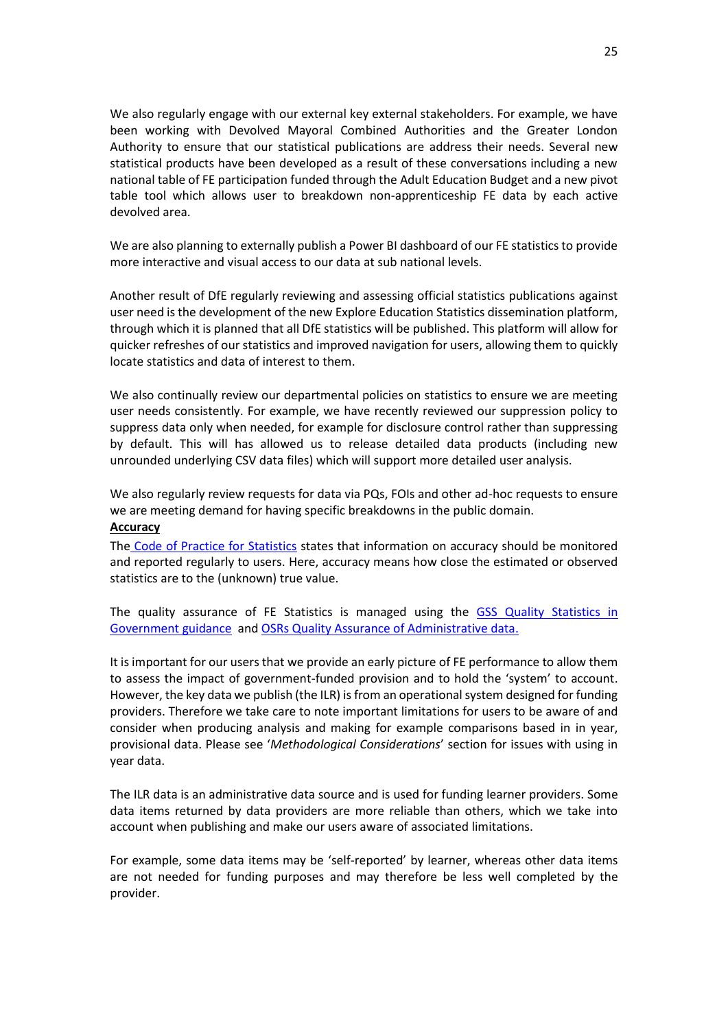We also regularly engage with our external key external stakeholders. For example, we have been working with Devolved Mayoral Combined Authorities and the Greater London Authority to ensure that our statistical publications are address their needs. Several new statistical products have been developed as a result of these conversations including a new national table of FE participation funded through the Adult Education Budget and a new pivot table tool which allows user to breakdown non-apprenticeship FE data by each active devolved area.

We are also planning to externally publish a Power BI dashboard of our FE statistics to provide more interactive and visual access to our data at sub national levels.

Another result of DfE regularly reviewing and assessing official statistics publications against user need is the development of the new Explore Education Statistics dissemination platform, through which it is planned that all DfE statistics will be published. This platform will allow for quicker refreshes of our statistics and improved navigation for users, allowing them to quickly locate statistics and data of interest to them.

We also continually review our departmental policies on statistics to ensure we are meeting user needs consistently. For example, we have recently reviewed our suppression policy to suppress data only when needed, for example for disclosure control rather than suppressing by default. This will has allowed us to release detailed data products (including new unrounded underlying CSV data files) which will support more detailed user analysis.

We also regularly review requests for data via PQs, FOIs and other ad-hoc requests to ensure we are meeting demand for having specific breakdowns in the public domain.

**Accuracy**

The Code of Practice for Statistics states that information on accuracy should be monitored and reported regularly to users. Here, accuracy means how close the estimated or observed statistics are to the (unknown) true value.

The quality assurance of FE Statistics is managed using the GSS Quality Statistics in Government guidance and OSRs Quality Assurance of Administrative data.

It is important for our users that we provide an early picture of FE performance to allow them to assess the impact of government-funded provision and to hold the 'system' to account. However, the key data we publish (the ILR) is from an operational system designed for funding providers. Therefore we take care to note important limitations for users to be aware of and consider when producing analysis and making for example comparisons based in in year, provisional data. Please see '*Methodological Considerations*' section for issues with using in year data.

The ILR data is an administrative data source and is used for funding learner providers. Some data items returned by data providers are more reliable than others, which we take into account when publishing and make our users aware of associated limitations.

For example, some data items may be 'self-reported' by learner, whereas other data items are not needed for funding purposes and may therefore be less well completed by the provider.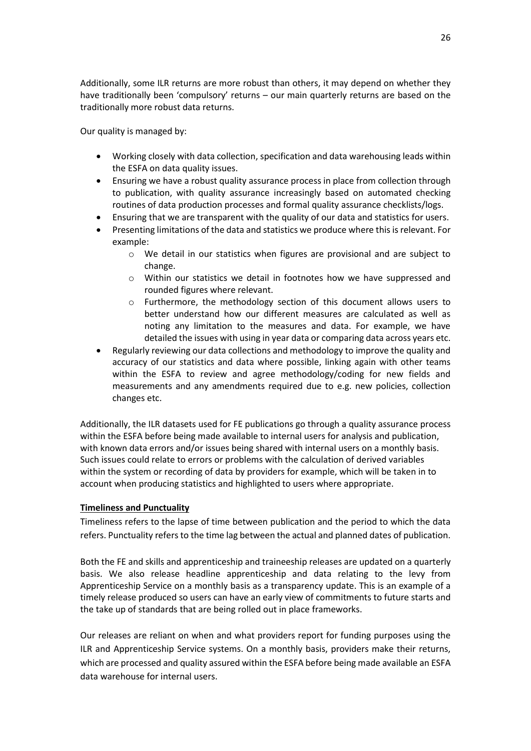Additionally, some ILR returns are more robust than others, it may depend on whether they have traditionally been 'compulsory' returns – our main quarterly returns are based on the traditionally more robust data returns.

Our quality is managed by:

- Working closely with data collection, specification and data warehousing leads within the ESFA on data quality issues.
- Ensuring we have a robust quality assurance process in place from collection through to publication, with quality assurance increasingly based on automated checking routines of data production processes and formal quality assurance checklists/logs.
- Ensuring that we are transparent with the quality of our data and statistics for users.
- Presenting limitations of the data and statistics we produce where this is relevant. For example:
    - We detail in our statistics when figures are provisional and are subject to change.
    - Within our statistics we detail in footnotes how we have suppressed and rounded figures where relevant.
    - Furthermore, the methodology section of this document allows users to better understand how our different measures are calculated as well as noting any limitation to the measures and data. For example, we have detailed the issues with using in year data or comparing data across years etc.
- Regularly reviewing our data collections and methodology to improve the quality and accuracy of our statistics and data where possible, linking again with other teams within the ESFA to review and agree methodology/coding for new fields and measurements and any amendments required due to e.g. new policies, collection changes etc.

Additionally, the ILR datasets used for FE publications go through a quality assurance process within the ESFA before being made available to internal users for analysis and publication, with known data errors and/or issues being shared with internal users on a monthly basis. Such issues could relate to errors or problems with the calculation of derived variables within the system or recording of data by providers for example, which will be taken in to account when producing statistics and highlighted to users where appropriate.

**Timeliness and Punctuality**

Timeliness refers to the lapse of time between publication and the period to which the data refers. Punctuality refers to the time lag between the actual and planned dates of publication.

Both the FE and skills and apprenticeship and traineeship releases are updated on a quarterly basis. We also release headline apprenticeship and data relating to the levy from Apprenticeship Service on a monthly basis as a transparency update. This is an example of a timely release produced so users can have an early view of commitments to future starts and the take up of standards that are being rolled out in place frameworks.

Our releases are reliant on when and what providers report for funding purposes using the ILR and Apprenticeship Service systems. On a monthly basis, providers make their returns, which are processed and quality assured within the ESFA before being made available an ESFA data warehouse for internal users.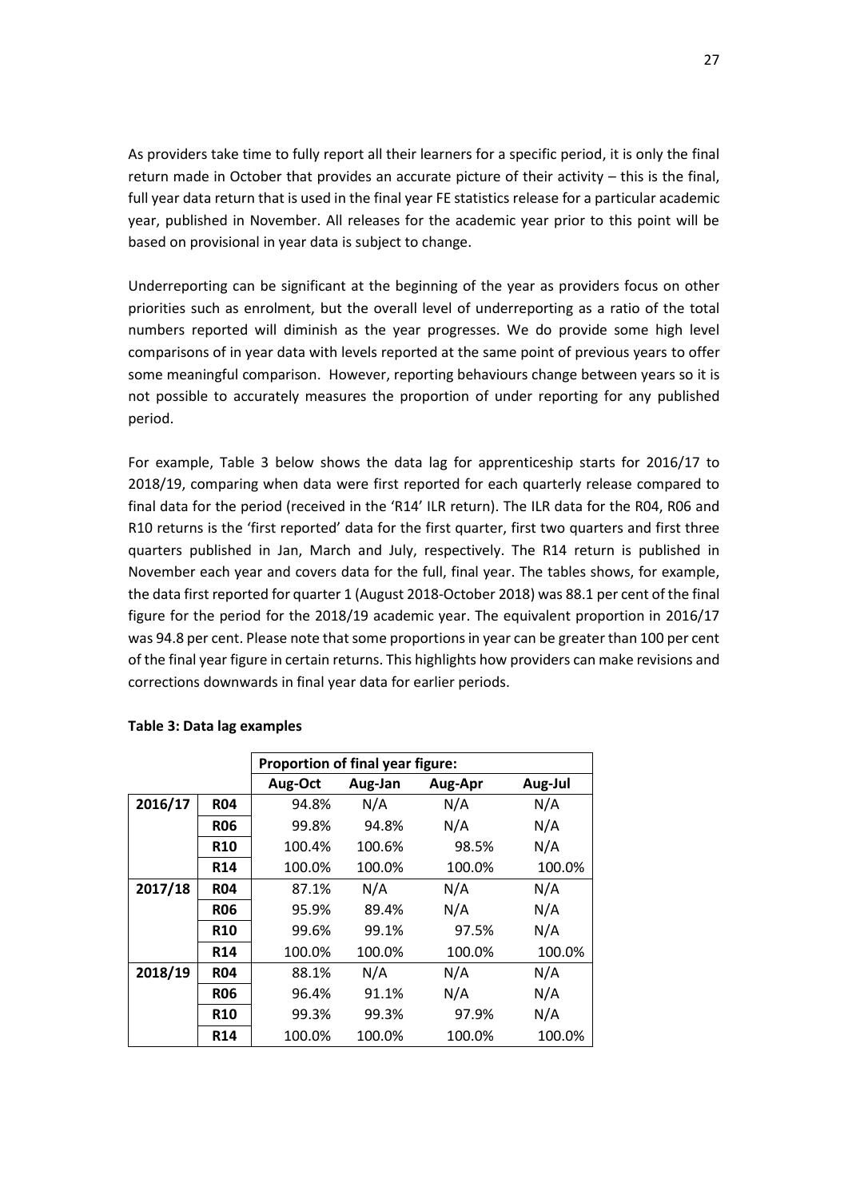As providers take time to fully report all their learners for a specific period, it is only the final return made in October that provides an accurate picture of their activity – this is the final, full year data return that is used in the final year FE statistics release for a particular academic year, published in November. All releases for the academic year prior to this point will be based on provisional in year data is subject to change.

Underreporting can be significant at the beginning of the year as providers focus on other priorities such as enrolment, but the overall level of underreporting as a ratio of the total numbers reported will diminish as the year progresses. We do provide some high level comparisons of in year data with levels reported at the same point of previous years to offer some meaningful comparison. However, reporting behaviours change between years so it is not possible to accurately measures the proportion of under reporting for any published period.

For example, Table 3 below shows the data lag for apprenticeship starts for 2016/17 to 2018/19, comparing when data were first reported for each quarterly release compared to final data for the period (received in the 'R14' ILR return). The ILR data for the R04, R06 and R10 returns is the 'first reported' data for the first quarter, first two quarters and first three quarters published in Jan, March and July, respectively. The R14 return is published in November each year and covers data for the full, final year. The tables shows, for example, the data first reported for quarter 1 (August 2018-October 2018) was 88.1 per cent of the final figure for the period for the 2018/19 academic year. The equivalent proportion in 2016/17 was 94.8 per cent. Please note that some proportions in year can be greater than 100 per cent of the final year figure in certain returns. This highlights how providers can make revisions and corrections downwards in final year data for earlier periods.

**Table 3: Data lag examples**

| | | Proportion of final year figure: | | | |
|---|---|---|---|---|---|
| | | **Aug-Oct** | **Aug-Jan** | **Aug-Apr** | **Aug-Jul** |
| **2016/17** | **R04** | 94.8% | N/A | N/A | N/A |
| | **R06** | 99.8% | 94.8% | N/A | N/A |
| | **R10** | 100.4% | 100.6% | 98.5% | N/A |
| | **R14** | 100.0% | 100.0% | 100.0% | 100.0% |
| **2017/18** | **R04** | 87.1% | N/A | N/A | N/A |
| | **R06** | 95.9% | 89.4% | N/A | N/A |
| | **R10** | 99.6% | 99.1% | 97.5% | N/A |
| | **R14** | 100.0% | 100.0% | 100.0% | 100.0% |
| **2018/19** | **R04** | 88.1% | N/A | N/A | N/A |
| | **R06** | 96.4% | 91.1% | N/A | N/A |
| | **R10** | 99.3% | 99.3% | 97.9% | N/A |
| | **R14** | 100.0% | 100.0% | 100.0% | 100.0% |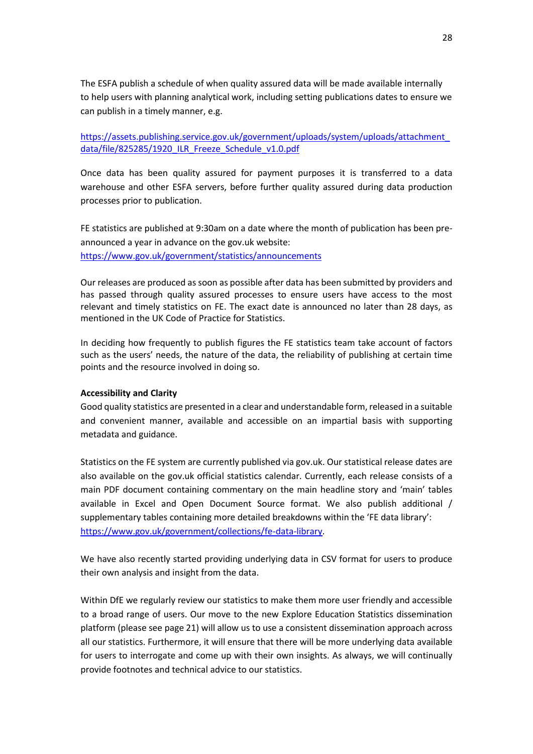The ESFA publish a schedule of when quality assured data will be made available internally to help users with planning analytical work, including setting publications dates to ensure we can publish in a timely manner, e.g.

https://assets.publishing.service.gov.uk/government/uploads/system/uploads/attachment_data/file/825285/1920_ILR_Freeze_Schedule_v1.0.pdf

Once data has been quality assured for payment purposes it is transferred to a data warehouse and other ESFA servers, before further quality assured during data production processes prior to publication.

FE statistics are published at 9:30am on a date where the month of publication has been pre-announced a year in advance on the gov.uk website:
https://www.gov.uk/government/statistics/announcements

Our releases are produced as soon as possible after data has been submitted by providers and has passed through quality assured processes to ensure users have access to the most relevant and timely statistics on FE. The exact date is announced no later than 28 days, as mentioned in the UK Code of Practice for Statistics.

In deciding how frequently to publish figures the FE statistics team take account of factors such as the users' needs, the nature of the data, the reliability of publishing at certain time points and the resource involved in doing so.

**Accessibility and Clarity**

Good quality statistics are presented in a clear and understandable form, released in a suitable and convenient manner, available and accessible on an impartial basis with supporting metadata and guidance.

Statistics on the FE system are currently published via gov.uk. Our statistical release dates are also available on the gov.uk official statistics calendar. Currently, each release consists of a main PDF document containing commentary on the main headline story and 'main' tables available in Excel and Open Document Source format. We also publish additional / supplementary tables containing more detailed breakdowns within the 'FE data library': https://www.gov.uk/government/collections/fe-data-library.

We have also recently started providing underlying data in CSV format for users to produce their own analysis and insight from the data.

Within DfE we regularly review our statistics to make them more user friendly and accessible to a broad range of users. Our move to the new Explore Education Statistics dissemination platform (please see page 21) will allow us to use a consistent dissemination approach across all our statistics. Furthermore, it will ensure that there will be more underlying data available for users to interrogate and come up with their own insights. As always, we will continually provide footnotes and technical advice to our statistics.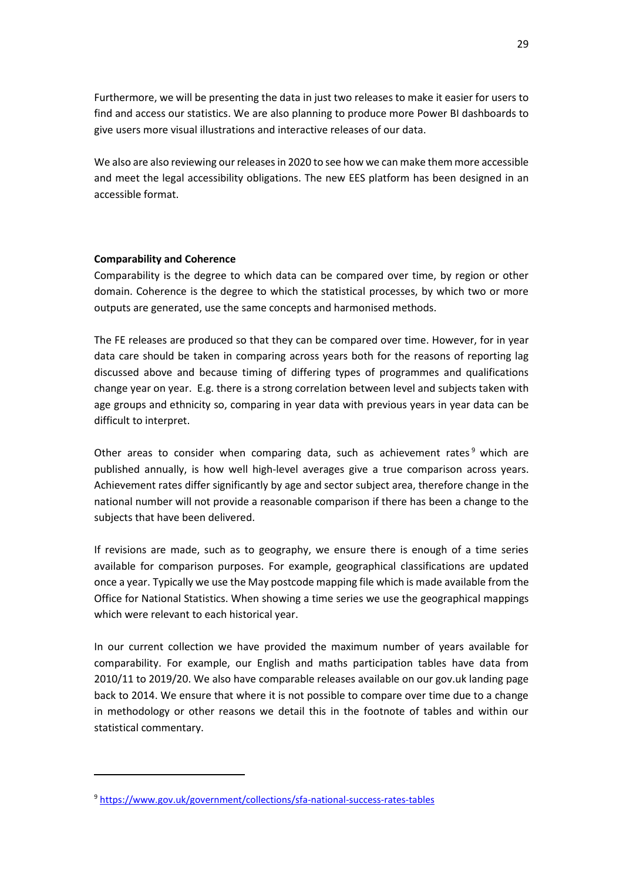Furthermore, we will be presenting the data in just two releases to make it easier for users to find and access our statistics. We are also planning to produce more Power BI dashboards to give users more visual illustrations and interactive releases of our data.

We also are also reviewing our releases in 2020 to see how we can make them more accessible and meet the legal accessibility obligations. The new EES platform has been designed in an accessible format.

**Comparability and Coherence**

Comparability is the degree to which data can be compared over time, by region or other domain. Coherence is the degree to which the statistical processes, by which two or more outputs are generated, use the same concepts and harmonised methods.

The FE releases are produced so that they can be compared over time. However, for in year data care should be taken in comparing across years both for the reasons of reporting lag discussed above and because timing of differing types of programmes and qualifications change year on year. E.g. there is a strong correlation between level and subjects taken with age groups and ethnicity so, comparing in year data with previous years in year data can be difficult to interpret.

Other areas to consider when comparing data, such as achievement rates[9] which are published annually, is how well high-level averages give a true comparison across years. Achievement rates differ significantly by age and sector subject area, therefore change in the national number will not provide a reasonable comparison if there has been a change to the subjects that have been delivered.

If revisions are made, such as to geography, we ensure there is enough of a time series available for comparison purposes. For example, geographical classifications are updated once a year. Typically we use the May postcode mapping file which is made available from the Office for National Statistics. When showing a time series we use the geographical mappings which were relevant to each historical year.

In our current collection we have provided the maximum number of years available for comparability. For example, our English and maths participation tables have data from 2010/11 to 2019/20. We also have comparable releases available on our gov.uk landing page back to 2014. We ensure that where it is not possible to compare over time due to a change in methodology or other reasons we detail this in the footnote of tables and within our statistical commentary.

---

[9] https://www.gov.uk/government/collections/sfa-national-success-rates-tables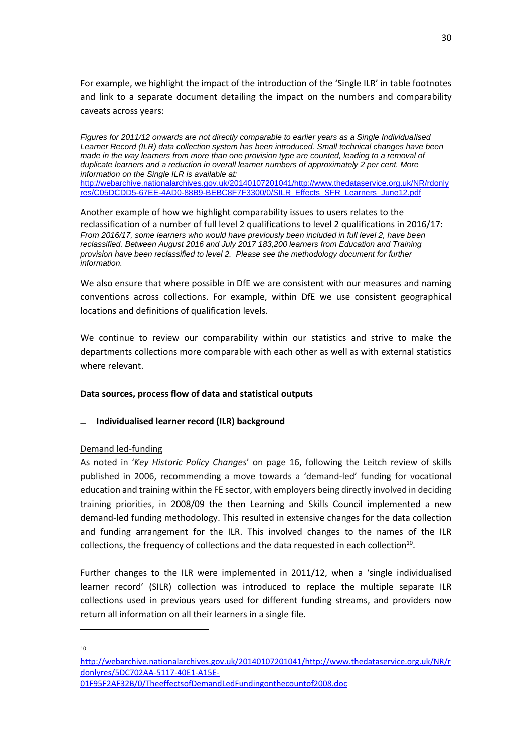For example, we highlight the impact of the introduction of the 'Single ILR' in table footnotes and link to a separate document detailing the impact on the numbers and comparability caveats across years:

*Figures for 2011/12 onwards are not directly comparable to earlier years as a Single Individualised Learner Record (ILR) data collection system has been introduced. Small technical changes have been made in the way learners from more than one provision type are counted, leading to a removal of duplicate learners and a reduction in overall learner numbers of approximately 2 per cent. More information on the Single ILR is available at:*
http://webarchive.nationalarchives.gov.uk/20140107201041/http://www.thedataservice.org.uk/NR/rdonlyres/C05DCDD5-67EE-4AD0-88B9-BEBC8F7F3300/0/SILR_Effects_SFR_Learners_June12.pdf

Another example of how we highlight comparability issues to users relates to the reclassification of a number of full level 2 qualifications to level 2 qualifications in 2016/17:
*From 2016/17, some learners who would have previously been included in full level 2, have been reclassified. Between August 2016 and July 2017 183,200 learners from Education and Training provision have been reclassified to level 2. Please see the methodology document for further information.*

We also ensure that where possible in DfE we are consistent with our measures and naming conventions across collections. For example, within DfE we use consistent geographical locations and definitions of qualification levels.

We continue to review our comparability within our statistics and strive to make the departments collections more comparable with each other as well as with external statistics where relevant.

**Data sources, process flow of data and statistical outputs**

- **Individualised learner record (ILR) background**

Demand led-funding

As noted in '*Key Historic Policy Changes*' on page 16, following the Leitch review of skills published in 2006, recommending a move towards a 'demand-led' funding for vocational education and training within the FE sector, with employers being directly involved in deciding training priorities, in 2008/09 the then Learning and Skills Council implemented a new demand-led funding methodology. This resulted in extensive changes for the data collection and funding arrangement for the ILR. This involved changes to the names of the ILR collections, the frequency of collections and the data requested in each collection[10].

Further changes to the ILR were implemented in 2011/12, when a 'single individualised learner record' (SILR) collection was introduced to replace the multiple separate ILR collections used in previous years used for different funding streams, and providers now return all information on all their learners in a single file.

[10] http://webarchive.nationalarchives.gov.uk/20140107201041/http://www.thedataservice.org.uk/NR/rdonlyres/5DC702AA-5117-40E1-A15E-01F95F2AF32B/0/TheeffectsofDemandLedFundingonthecountof2008.doc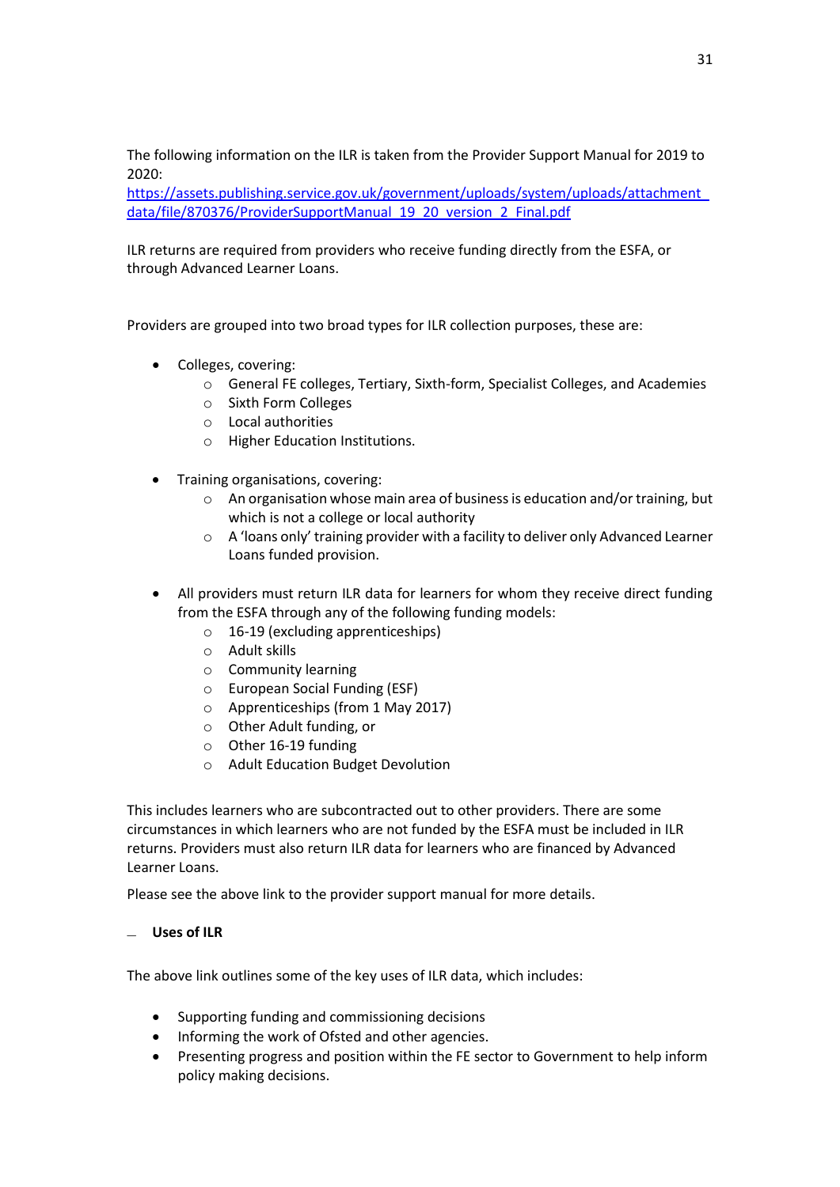The following information on the ILR is taken from the Provider Support Manual for 2019 to 2020:
[https://assets.publishing.service.gov.uk/government/uploads/system/uploads/attachment_data/file/870376/ProviderSupportManual_19_20_version_2_Final.pdf](https://assets.publishing.service.gov.uk/government/uploads/system/uploads/attachment_data/file/870376/ProviderSupportManual_19_20_version_2_Final.pdf)

ILR returns are required from providers who receive funding directly from the ESFA, or through Advanced Learner Loans.

Providers are grouped into two broad types for ILR collection purposes, these are:

- Colleges, covering:
    - General FE colleges, Tertiary, Sixth-form, Specialist Colleges, and Academies
    - Sixth Form Colleges
    - Local authorities
    - Higher Education Institutions.

- Training organisations, covering:
    - An organisation whose main area of business is education and/or training, but which is not a college or local authority
    - A 'loans only' training provider with a facility to deliver only Advanced Learner Loans funded provision.

- All providers must return ILR data for learners for whom they receive direct funding from the ESFA through any of the following funding models:
    - 16-19 (excluding apprenticeships)
    - Adult skills
    - Community learning
    - European Social Funding (ESF)
    - Apprenticeships (from 1 May 2017)
    - Other Adult funding, or
    - Other 16-19 funding
    - Adult Education Budget Devolution

This includes learners who are subcontracted out to other providers. There are some circumstances in which learners who are not funded by the ESFA must be included in ILR returns. Providers must also return ILR data for learners who are financed by Advanced Learner Loans.

Please see the above link to the provider support manual for more details.

**Uses of ILR**

The above link outlines some of the key uses of ILR data, which includes:

- Supporting funding and commissioning decisions
- Informing the work of Ofsted and other agencies.
- Presenting progress and position within the FE sector to Government to help inform policy making decisions.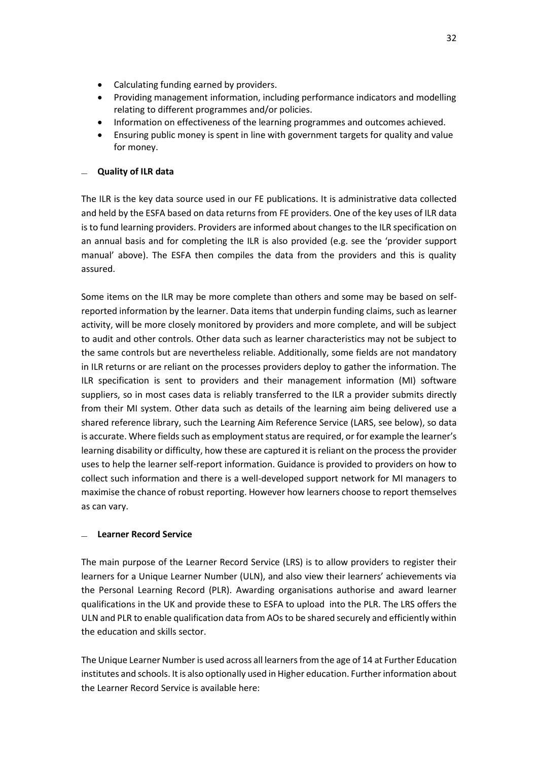- Calculating funding earned by providers.
- Providing management information, including performance indicators and modelling relating to different programmes and/or policies.
- Information on effectiveness of the learning programmes and outcomes achieved.
- Ensuring public money is spent in line with government targets for quality and value for money.

### Quality of ILR data

The ILR is the key data source used in our FE publications. It is administrative data collected and held by the ESFA based on data returns from FE providers. One of the key uses of ILR data is to fund learning providers. Providers are informed about changes to the ILR specification on an annual basis and for completing the ILR is also provided (e.g. see the 'provider support manual' above). The ESFA then compiles the data from the providers and this is quality assured.

Some items on the ILR may be more complete than others and some may be based on self-reported information by the learner. Data items that underpin funding claims, such as learner activity, will be more closely monitored by providers and more complete, and will be subject to audit and other controls. Other data such as learner characteristics may not be subject to the same controls but are nevertheless reliable. Additionally, some fields are not mandatory in ILR returns or are reliant on the processes providers deploy to gather the information. The ILR specification is sent to providers and their management information (MI) software suppliers, so in most cases data is reliably transferred to the ILR a provider submits directly from their MI system. Other data such as details of the learning aim being delivered use a shared reference library, such the Learning Aim Reference Service (LARS, see below), so data is accurate. Where fields such as employment status are required, or for example the learner's learning disability or difficulty, how these are captured it is reliant on the process the provider uses to help the learner self-report information. Guidance is provided to providers on how to collect such information and there is a well-developed support network for MI managers to maximise the chance of robust reporting. However how learners choose to report themselves as can vary.

### Learner Record Service

The main purpose of the Learner Record Service (LRS) is to allow providers to register their learners for a Unique Learner Number (ULN), and also view their learners' achievements via the Personal Learning Record (PLR). Awarding organisations authorise and award learner qualifications in the UK and provide these to ESFA to upload into the PLR. The LRS offers the ULN and PLR to enable qualification data from AOs to be shared securely and efficiently within the education and skills sector.

The Unique Learner Number is used across all learners from the age of 14 at Further Education institutes and schools. It is also optionally used in Higher education. Further information about the Learner Record Service is available here: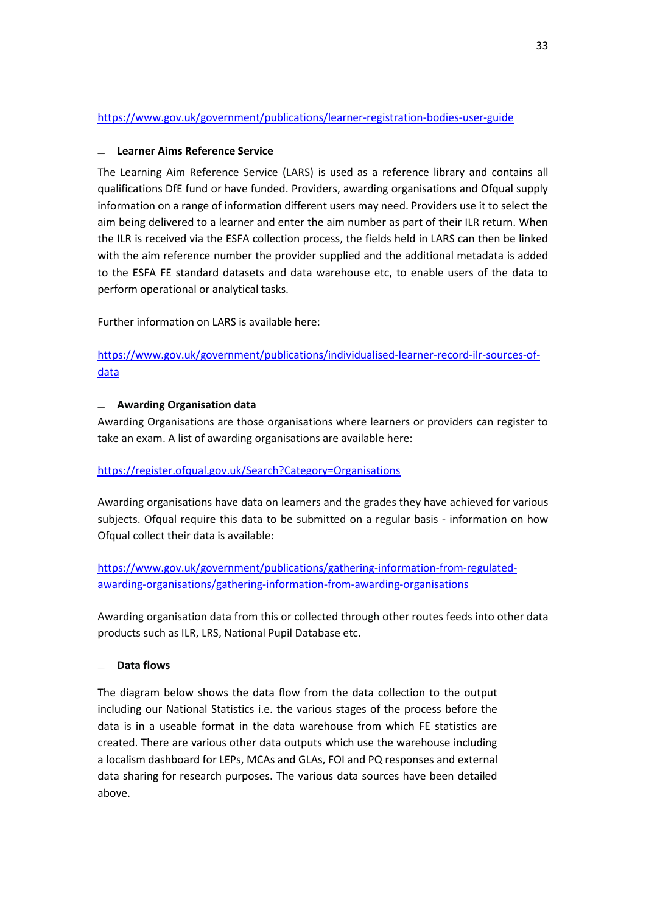https://www.gov.uk/government/publications/learner-registration-bodies-user-guide

### Learner Aims Reference Service

The Learning Aim Reference Service (LARS) is used as a reference library and contains all qualifications DfE fund or have funded. Providers, awarding organisations and Ofqual supply information on a range of information different users may need. Providers use it to select the aim being delivered to a learner and enter the aim number as part of their ILR return. When the ILR is received via the ESFA collection process, the fields held in LARS can then be linked with the aim reference number the provider supplied and the additional metadata is added to the ESFA FE standard datasets and data warehouse etc, to enable users of the data to perform operational or analytical tasks.

Further information on LARS is available here:

https://www.gov.uk/government/publications/individualised-learner-record-ilr-sources-of-data

### Awarding Organisation data

Awarding Organisations are those organisations where learners or providers can register to take an exam. A list of awarding organisations are available here:

https://register.ofqual.gov.uk/Search?Category=Organisations

Awarding organisations have data on learners and the grades they have achieved for various subjects. Ofqual require this data to be submitted on a regular basis - information on how Ofqual collect their data is available:

https://www.gov.uk/government/publications/gathering-information-from-regulated-awarding-organisations/gathering-information-from-awarding-organisations

Awarding organisation data from this or collected through other routes feeds into other data products such as ILR, LRS, National Pupil Database etc.

### Data flows

The diagram below shows the data flow from the data collection to the output including our National Statistics i.e. the various stages of the process before the data is in a useable format in the data warehouse from which FE statistics are created. There are various other data outputs which use the warehouse including a localism dashboard for LEPs, MCAs and GLAs, FOI and PQ responses and external data sharing for research purposes. The various data sources have been detailed above.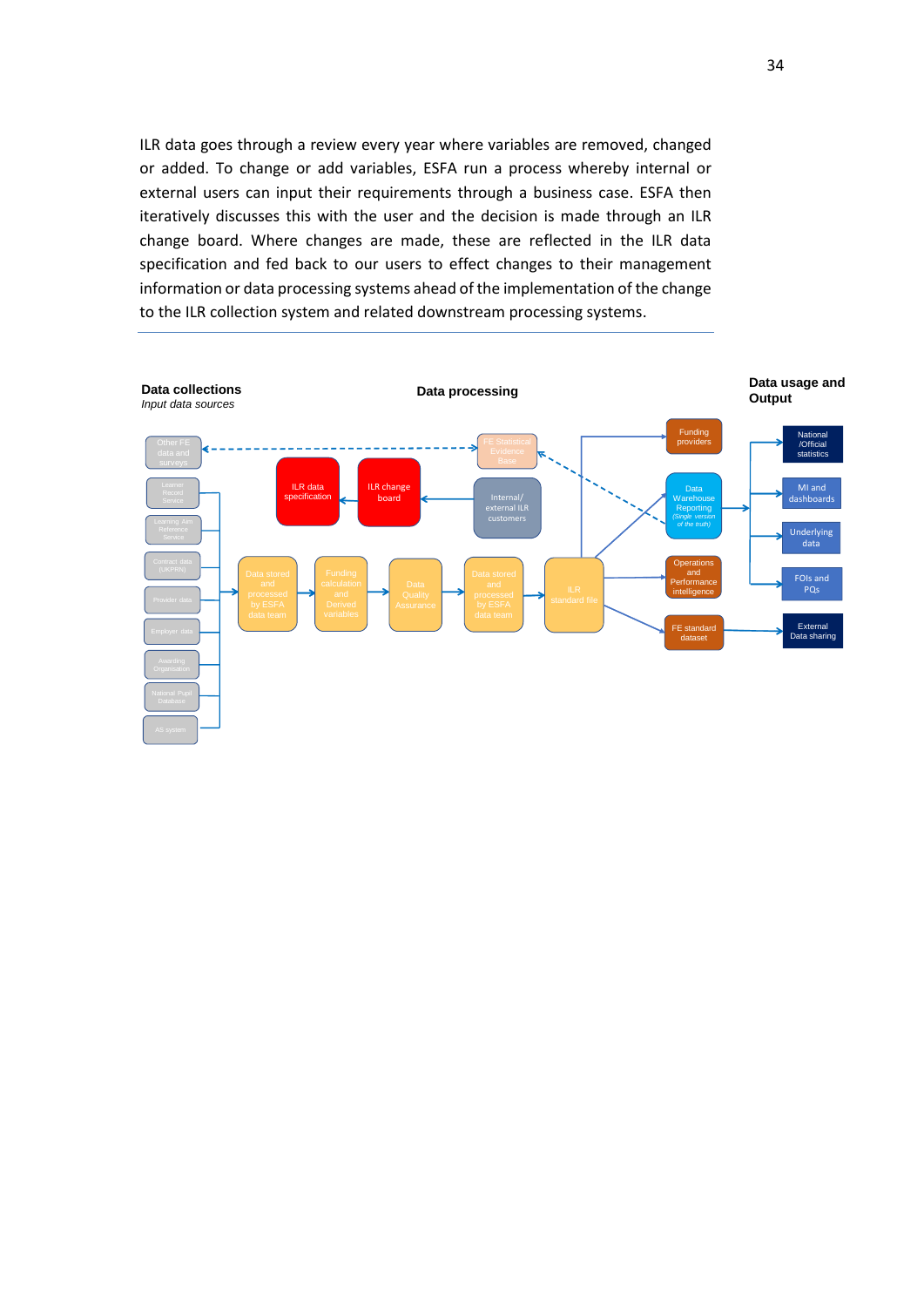ILR data goes through a review every year where variables are removed, changed or added. To change or add variables, ESFA run a process whereby internal or external users can input their requirements through a business case. ESFA then iteratively discusses this with the user and the decision is made through an ILR change board. Where changes are made, these are reflected in the ILR data specification and fed back to our users to effect changes to their management information or data processing systems ahead of the implementation of the change to the ILR collection system and related downstream processing systems.

**Data collections**
*Input data sources*

**Data processing**

**Data usage and Output**

Other FE data and surveys

Learner Record Service

Learning Aim Reference Service

Contract data (UKPRN)

Provider data

Employer data

Awarding Organisation

National Pupil Database

AS system

ILR data specification

ILR change board

FE Statistical Evidence Base

Internal/ external ILR customers

Data stored and processed by ESFA data team

Funding calculation and Derived variables

Data Quality Assurance

Data stored and processed by ESFA data team

ILR standard file

Funding providers

Data Warehouse Reporting *(Single version of the truth)*

Operations and Performance intelligence

FE standard dataset

National /Official statistics

MI and dashboards

Underlying data

FOIs and PQs

External Data sharing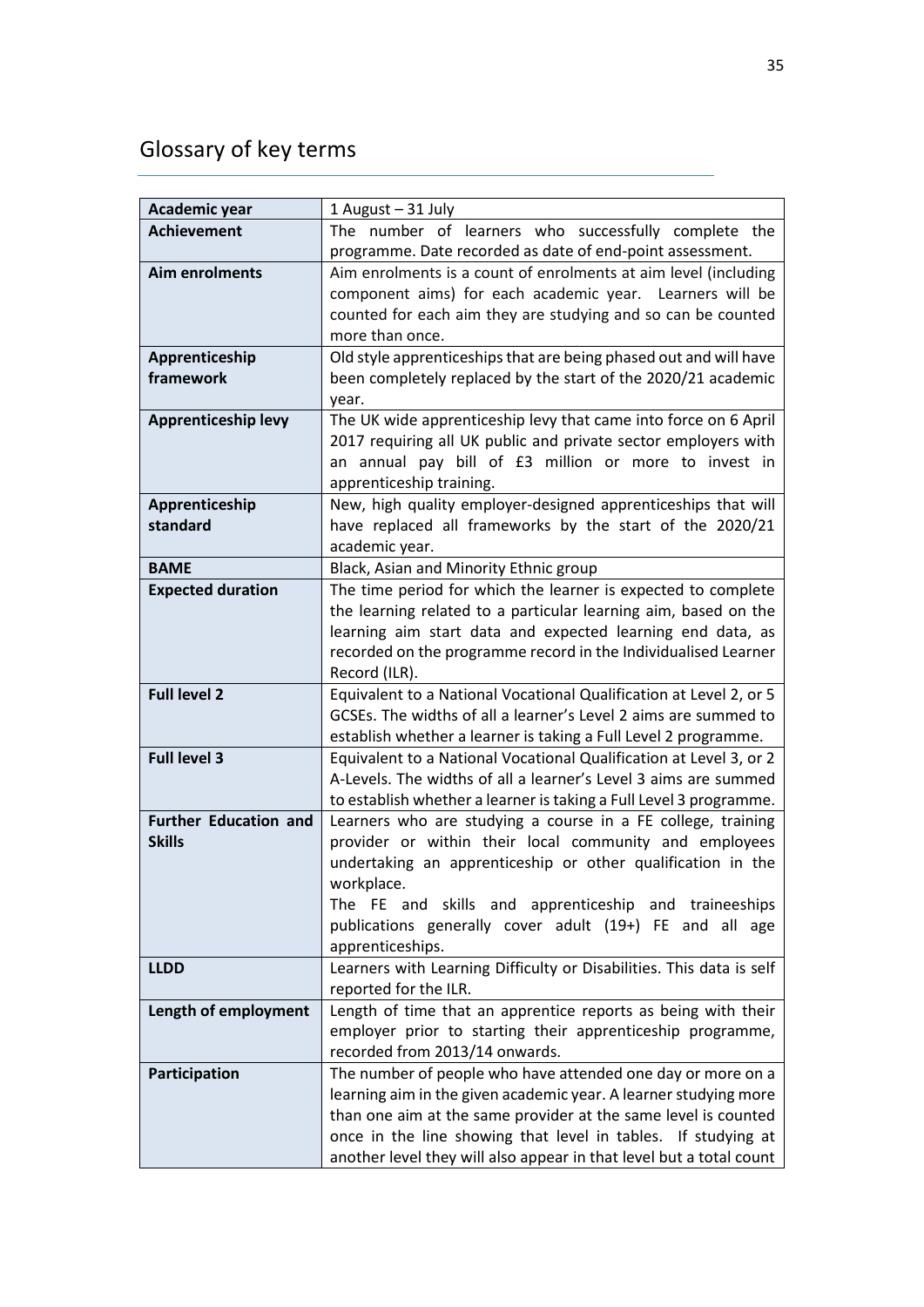# Glossary of key terms

| | |
|---|---|
| **Academic year** | 1 August – 31 July |
| **Achievement** | The number of learners who successfully complete the programme. Date recorded as date of end-point assessment. |
| **Aim enrolments** | Aim enrolments is a count of enrolments at aim level (including component aims) for each academic year. Learners will be counted for each aim they are studying and so can be counted more than once. |
| **Apprenticeship framework** | Old style apprenticeships that are being phased out and will have been completely replaced by the start of the 2020/21 academic year. |
| **Apprenticeship levy** | The UK wide apprenticeship levy that came into force on 6 April 2017 requiring all UK public and private sector employers with an annual pay bill of £3 million or more to invest in apprenticeship training. |
| **Apprenticeship standard** | New, high quality employer-designed apprenticeships that will have replaced all frameworks by the start of the 2020/21 academic year. |
| **BAME** | Black, Asian and Minority Ethnic group |
| **Expected duration** | The time period for which the learner is expected to complete the learning related to a particular learning aim, based on the learning aim start data and expected learning end data, as recorded on the programme record in the Individualised Learner Record (ILR). |
| **Full level 2** | Equivalent to a National Vocational Qualification at Level 2, or 5 GCSEs. The widths of all a learner's Level 2 aims are summed to establish whether a learner is taking a Full Level 2 programme. |
| **Full level 3** | Equivalent to a National Vocational Qualification at Level 3, or 2 A-Levels. The widths of all a learner's Level 3 aims are summed to establish whether a learner is taking a Full Level 3 programme. |
| **Further Education and Skills** | Learners who are studying a course in a FE college, training provider or within their local community and employees undertaking an apprenticeship or other qualification in the workplace.<br>The FE and skills and apprenticeship and traineeships publications generally cover adult (19+) FE and all age apprenticeships. |
| **LLDD** | Learners with Learning Difficulty or Disabilities. This data is self reported for the ILR. |
| **Length of employment** | Length of time that an apprentice reports as being with their employer prior to starting their apprenticeship programme, recorded from 2013/14 onwards. |
| **Participation** | The number of people who have attended one day or more on a learning aim in the given academic year. A learner studying more than one aim at the same provider at the same level is counted once in the line showing that level in tables. If studying at another level they will also appear in that level but a total count |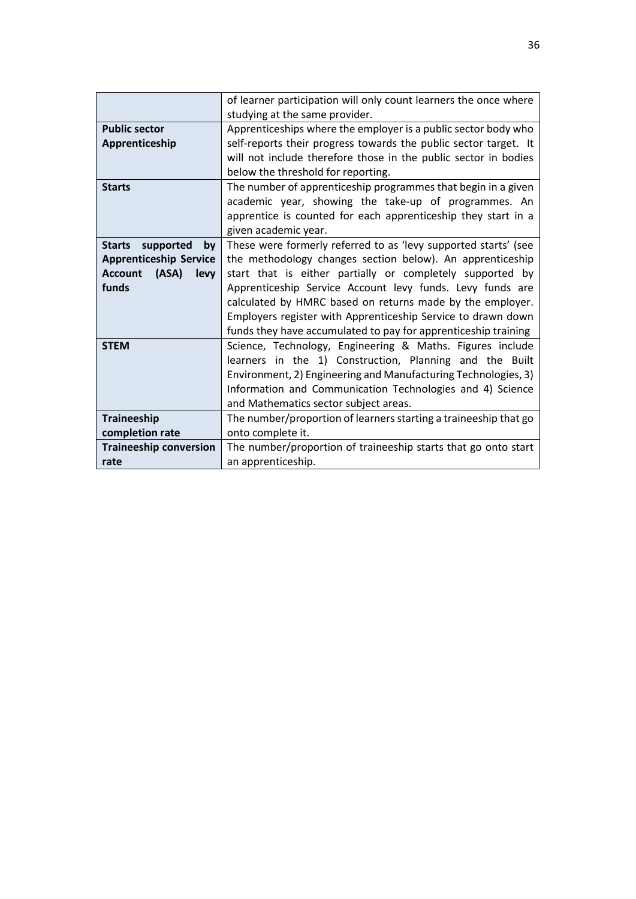| | |
|---|---|
| | of learner participation will only count learners the once where studying at the same provider. |
| **Public sector Apprenticeship** | Apprenticeships where the employer is a public sector body who self-reports their progress towards the public sector target. It will not include therefore those in the public sector in bodies below the threshold for reporting. |
| **Starts** | The number of apprenticeship programmes that begin in a given academic year, showing the take-up of programmes. An apprentice is counted for each apprenticeship they start in a given academic year. |
| **Starts supported by Apprenticeship Service Account (ASA) levy funds** | These were formerly referred to as 'levy supported starts' (see the methodology changes section below). An apprenticeship start that is either partially or completely supported by Apprenticeship Service Account levy funds. Levy funds are calculated by HMRC based on returns made by the employer. Employers register with Apprenticeship Service to drawn down funds they have accumulated to pay for apprenticeship training |
| **STEM** | Science, Technology, Engineering & Maths. Figures include learners in the 1) Construction, Planning and the Built Environment, 2) Engineering and Manufacturing Technologies, 3) Information and Communication Technologies and 4) Science and Mathematics sector subject areas. |
| **Traineeship completion rate** | The number/proportion of learners starting a traineeship that go onto complete it. |
| **Traineeship conversion rate** | The number/proportion of traineeship starts that go onto start an apprenticeship. |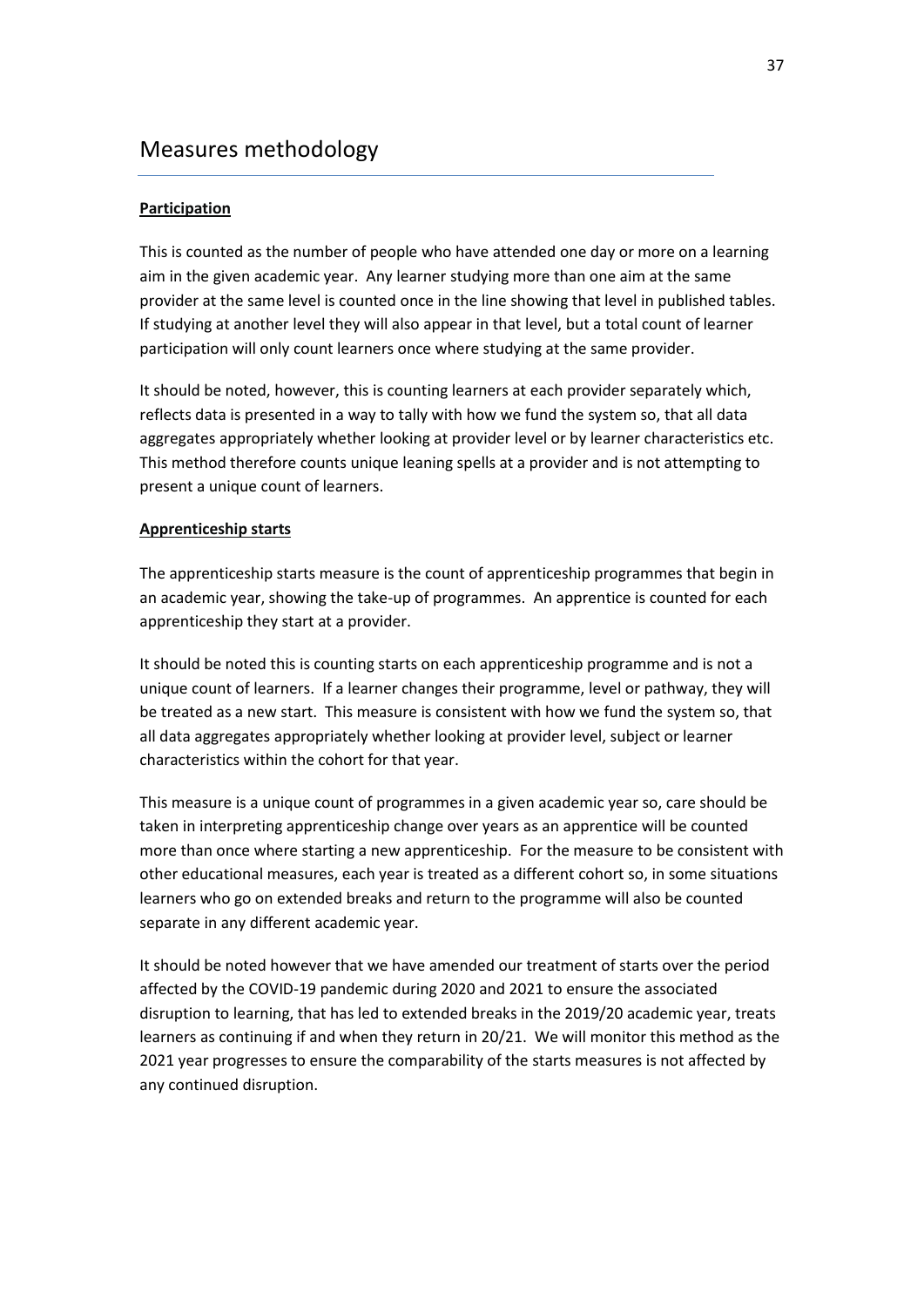# Measures methodology

**Participation**

This is counted as the number of people who have attended one day or more on a learning aim in the given academic year. Any learner studying more than one aim at the same provider at the same level is counted once in the line showing that level in published tables. If studying at another level they will also appear in that level, but a total count of learner participation will only count learners once where studying at the same provider.

It should be noted, however, this is counting learners at each provider separately which, reflects data is presented in a way to tally with how we fund the system so, that all data aggregates appropriately whether looking at provider level or by learner characteristics etc. This method therefore counts unique leaning spells at a provider and is not attempting to present a unique count of learners.

**Apprenticeship starts**

The apprenticeship starts measure is the count of apprenticeship programmes that begin in an academic year, showing the take-up of programmes. An apprentice is counted for each apprenticeship they start at a provider.

It should be noted this is counting starts on each apprenticeship programme and is not a unique count of learners. If a learner changes their programme, level or pathway, they will be treated as a new start. This measure is consistent with how we fund the system so, that all data aggregates appropriately whether looking at provider level, subject or learner characteristics within the cohort for that year.

This measure is a unique count of programmes in a given academic year so, care should be taken in interpreting apprenticeship change over years as an apprentice will be counted more than once where starting a new apprenticeship. For the measure to be consistent with other educational measures, each year is treated as a different cohort so, in some situations learners who go on extended breaks and return to the programme will also be counted separate in any different academic year.

It should be noted however that we have amended our treatment of starts over the period affected by the COVID-19 pandemic during 2020 and 2021 to ensure the associated disruption to learning, that has led to extended breaks in the 2019/20 academic year, treats learners as continuing if and when they return in 20/21. We will monitor this method as the 2021 year progresses to ensure the comparability of the starts measures is not affected by any continued disruption.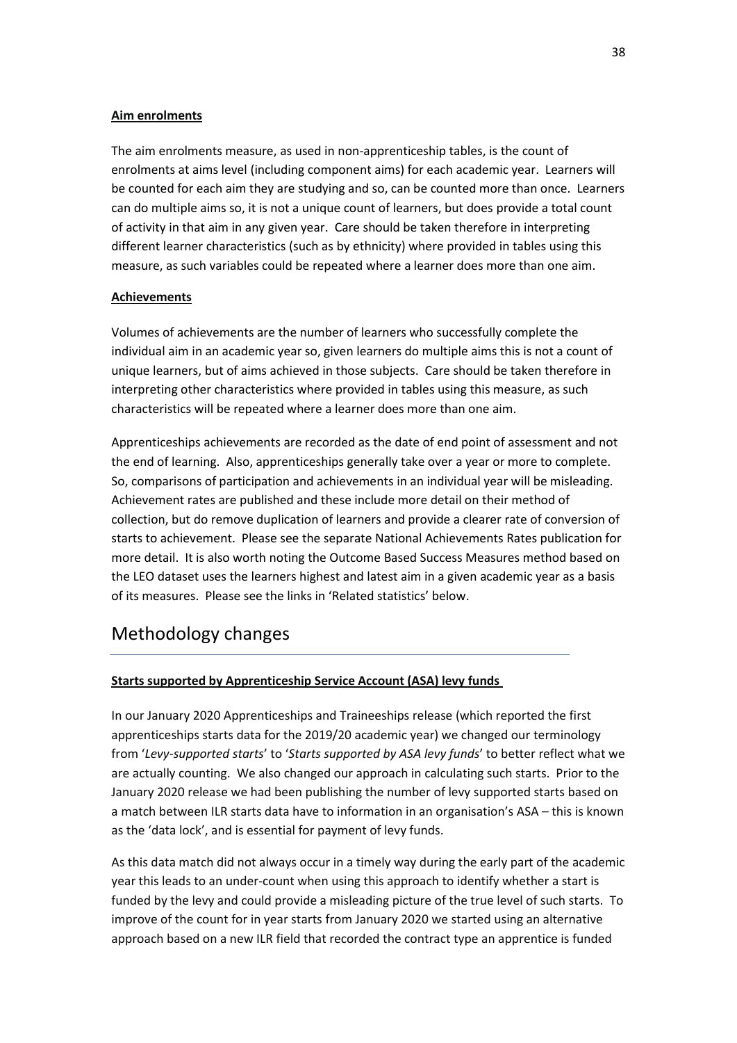**Aim enrolments**

The aim enrolments measure, as used in non-apprenticeship tables, is the count of enrolments at aims level (including component aims) for each academic year. Learners will be counted for each aim they are studying and so, can be counted more than once. Learners can do multiple aims so, it is not a unique count of learners, but does provide a total count of activity in that aim in any given year. Care should be taken therefore in interpreting different learner characteristics (such as by ethnicity) where provided in tables using this measure, as such variables could be repeated where a learner does more than one aim.

**Achievements**

Volumes of achievements are the number of learners who successfully complete the individual aim in an academic year so, given learners do multiple aims this is not a count of unique learners, but of aims achieved in those subjects. Care should be taken therefore in interpreting other characteristics where provided in tables using this measure, as such characteristics will be repeated where a learner does more than one aim.

Apprenticeships achievements are recorded as the date of end point of assessment and not the end of learning. Also, apprenticeships generally take over a year or more to complete. So, comparisons of participation and achievements in an individual year will be misleading. Achievement rates are published and these include more detail on their method of collection, but do remove duplication of learners and provide a clearer rate of conversion of starts to achievement. Please see the separate National Achievements Rates publication for more detail. It is also worth noting the Outcome Based Success Measures method based on the LEO dataset uses the learners highest and latest aim in a given academic year as a basis of its measures. Please see the links in 'Related statistics' below.

# Methodology changes

**Starts supported by Apprenticeship Service Account (ASA) levy funds**

In our January 2020 Apprenticeships and Traineeships release (which reported the first apprenticeships starts data for the 2019/20 academic year) we changed our terminology from '*Levy-supported starts*' to '*Starts supported by ASA levy funds*' to better reflect what we are actually counting. We also changed our approach in calculating such starts. Prior to the January 2020 release we had been publishing the number of levy supported starts based on a match between ILR starts data have to information in an organisation's ASA – this is known as the 'data lock', and is essential for payment of levy funds.

As this data match did not always occur in a timely way during the early part of the academic year this leads to an under-count when using this approach to identify whether a start is funded by the levy and could provide a misleading picture of the true level of such starts. To improve of the count for in year starts from January 2020 we started using an alternative approach based on a new ILR field that recorded the contract type an apprentice is funded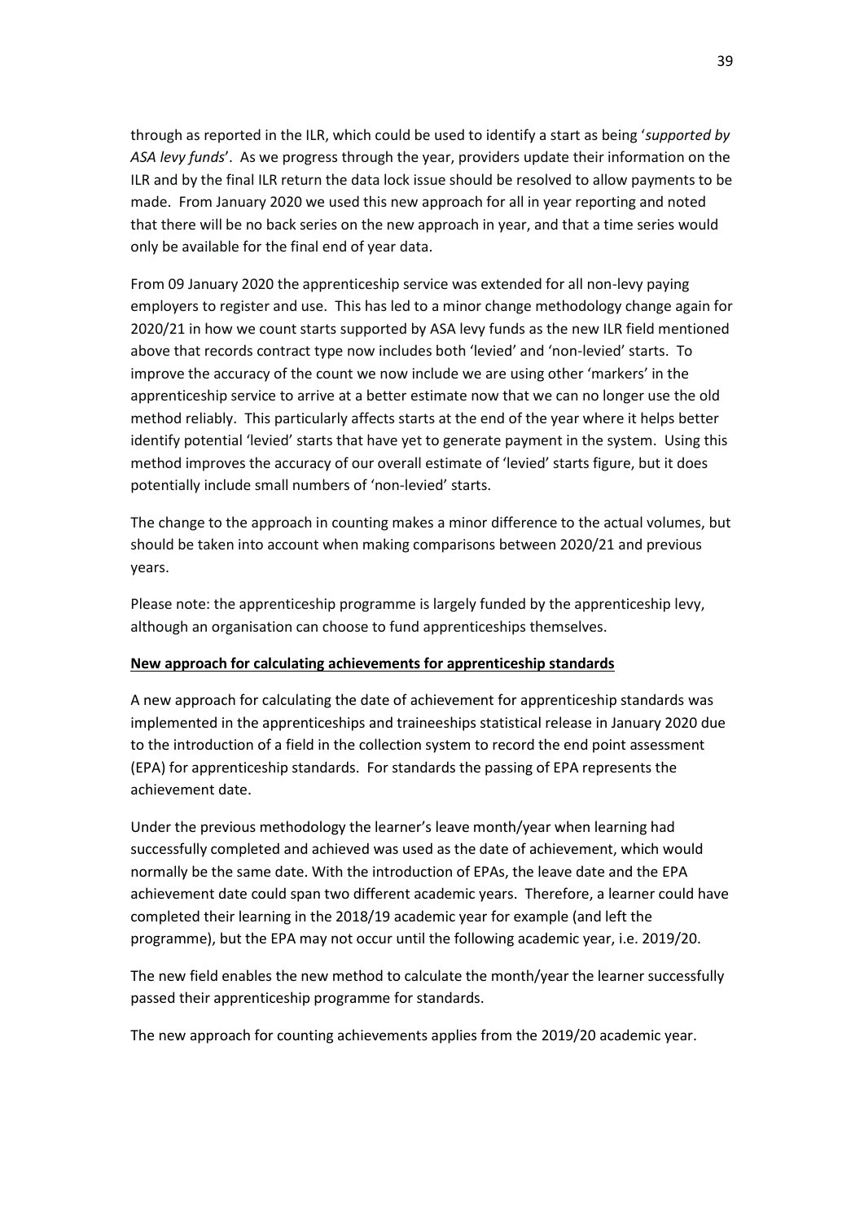through as reported in the ILR, which could be used to identify a start as being '*supported by ASA levy funds*'. As we progress through the year, providers update their information on the ILR and by the final ILR return the data lock issue should be resolved to allow payments to be made. From January 2020 we used this new approach for all in year reporting and noted that there will be no back series on the new approach in year, and that a time series would only be available for the final end of year data.

From 09 January 2020 the apprenticeship service was extended for all non-levy paying employers to register and use. This has led to a minor change methodology change again for 2020/21 in how we count starts supported by ASA levy funds as the new ILR field mentioned above that records contract type now includes both 'levied' and 'non-levied' starts. To improve the accuracy of the count we now include we are using other 'markers' in the apprenticeship service to arrive at a better estimate now that we can no longer use the old method reliably. This particularly affects starts at the end of the year where it helps better identify potential 'levied' starts that have yet to generate payment in the system. Using this method improves the accuracy of our overall estimate of 'levied' starts figure, but it does potentially include small numbers of 'non-levied' starts.

The change to the approach in counting makes a minor difference to the actual volumes, but should be taken into account when making comparisons between 2020/21 and previous years.

Please note: the apprenticeship programme is largely funded by the apprenticeship levy, although an organisation can choose to fund apprenticeships themselves.

**New approach for calculating achievements for apprenticeship standards**

A new approach for calculating the date of achievement for apprenticeship standards was implemented in the apprenticeships and traineeships statistical release in January 2020 due to the introduction of a field in the collection system to record the end point assessment (EPA) for apprenticeship standards. For standards the passing of EPA represents the achievement date.

Under the previous methodology the learner's leave month/year when learning had successfully completed and achieved was used as the date of achievement, which would normally be the same date. With the introduction of EPAs, the leave date and the EPA achievement date could span two different academic years. Therefore, a learner could have completed their learning in the 2018/19 academic year for example (and left the programme), but the EPA may not occur until the following academic year, i.e. 2019/20.

The new field enables the new method to calculate the month/year the learner successfully passed their apprenticeship programme for standards.

The new approach for counting achievements applies from the 2019/20 academic year.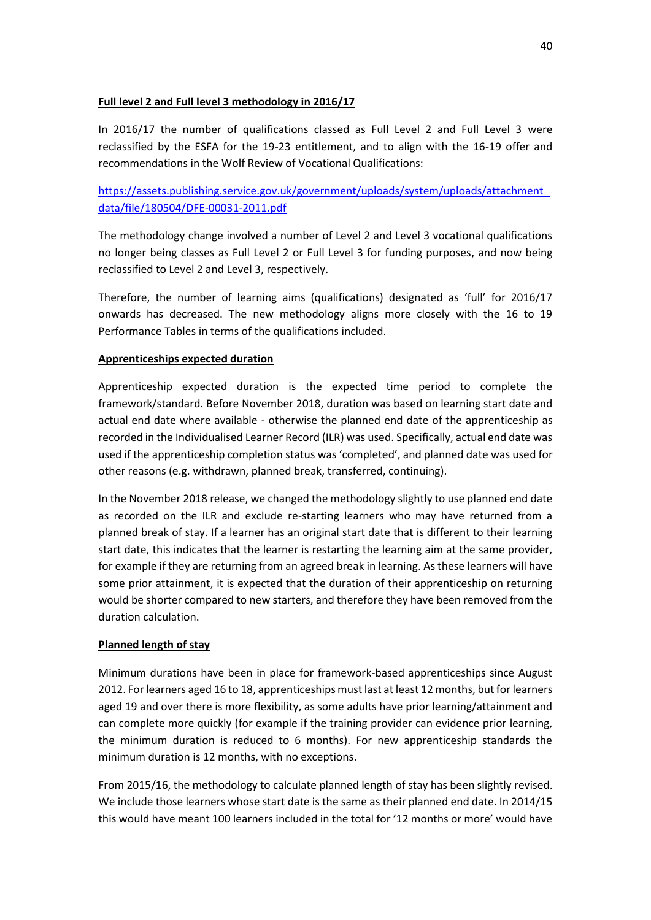**Full level 2 and Full level 3 methodology in 2016/17**

In 2016/17 the number of qualifications classed as Full Level 2 and Full Level 3 were reclassified by the ESFA for the 19-23 entitlement, and to align with the 16-19 offer and recommendations in the Wolf Review of Vocational Qualifications:

https://assets.publishing.service.gov.uk/government/uploads/system/uploads/attachment_data/file/180504/DFE-00031-2011.pdf

The methodology change involved a number of Level 2 and Level 3 vocational qualifications no longer being classes as Full Level 2 or Full Level 3 for funding purposes, and now being reclassified to Level 2 and Level 3, respectively.

Therefore, the number of learning aims (qualifications) designated as 'full' for 2016/17 onwards has decreased. The new methodology aligns more closely with the 16 to 19 Performance Tables in terms of the qualifications included.

**Apprenticeships expected duration**

Apprenticeship expected duration is the expected time period to complete the framework/standard. Before November 2018, duration was based on learning start date and actual end date where available - otherwise the planned end date of the apprenticeship as recorded in the Individualised Learner Record (ILR) was used. Specifically, actual end date was used if the apprenticeship completion status was 'completed', and planned date was used for other reasons (e.g. withdrawn, planned break, transferred, continuing).

In the November 2018 release, we changed the methodology slightly to use planned end date as recorded on the ILR and exclude re-starting learners who may have returned from a planned break of stay. If a learner has an original start date that is different to their learning start date, this indicates that the learner is restarting the learning aim at the same provider, for example if they are returning from an agreed break in learning. As these learners will have some prior attainment, it is expected that the duration of their apprenticeship on returning would be shorter compared to new starters, and therefore they have been removed from the duration calculation.

**Planned length of stay**

Minimum durations have been in place for framework-based apprenticeships since August 2012. For learners aged 16 to 18, apprenticeships must last at least 12 months, but for learners aged 19 and over there is more flexibility, as some adults have prior learning/attainment and can complete more quickly (for example if the training provider can evidence prior learning, the minimum duration is reduced to 6 months). For new apprenticeship standards the minimum duration is 12 months, with no exceptions.

From 2015/16, the methodology to calculate planned length of stay has been slightly revised. We include those learners whose start date is the same as their planned end date. In 2014/15 this would have meant 100 learners included in the total for '12 months or more' would have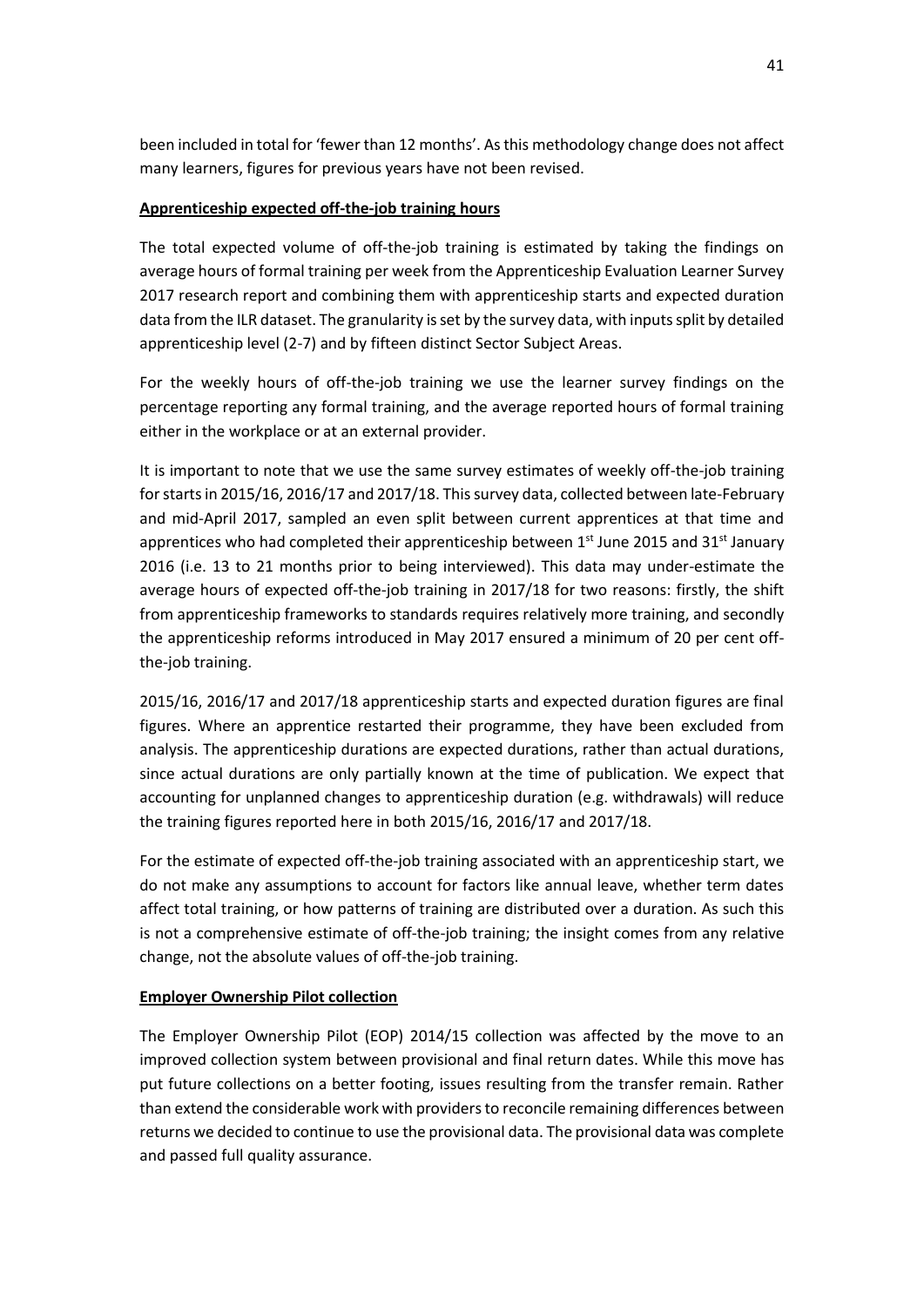been included in total for 'fewer than 12 months'. As this methodology change does not affect many learners, figures for previous years have not been revised.

**Apprenticeship expected off-the-job training hours**

The total expected volume of off-the-job training is estimated by taking the findings on average hours of formal training per week from the Apprenticeship Evaluation Learner Survey 2017 research report and combining them with apprenticeship starts and expected duration data from the ILR dataset. The granularity is set by the survey data, with inputs split by detailed apprenticeship level (2-7) and by fifteen distinct Sector Subject Areas.

For the weekly hours of off-the-job training we use the learner survey findings on the percentage reporting any formal training, and the average reported hours of formal training either in the workplace or at an external provider.

It is important to note that we use the same survey estimates of weekly off-the-job training for starts in 2015/16, 2016/17 and 2017/18. This survey data, collected between late-February and mid-April 2017, sampled an even split between current apprentices at that time and apprentices who had completed their apprenticeship between 1st June 2015 and 31st January 2016 (i.e. 13 to 21 months prior to being interviewed). This data may under-estimate the average hours of expected off-the-job training in 2017/18 for two reasons: firstly, the shift from apprenticeship frameworks to standards requires relatively more training, and secondly the apprenticeship reforms introduced in May 2017 ensured a minimum of 20 per cent off-the-job training.

2015/16, 2016/17 and 2017/18 apprenticeship starts and expected duration figures are final figures. Where an apprentice restarted their programme, they have been excluded from analysis. The apprenticeship durations are expected durations, rather than actual durations, since actual durations are only partially known at the time of publication. We expect that accounting for unplanned changes to apprenticeship duration (e.g. withdrawals) will reduce the training figures reported here in both 2015/16, 2016/17 and 2017/18.

For the estimate of expected off-the-job training associated with an apprenticeship start, we do not make any assumptions to account for factors like annual leave, whether term dates affect total training, or how patterns of training are distributed over a duration. As such this is not a comprehensive estimate of off-the-job training; the insight comes from any relative change, not the absolute values of off-the-job training.

**Employer Ownership Pilot collection**

The Employer Ownership Pilot (EOP) 2014/15 collection was affected by the move to an improved collection system between provisional and final return dates. While this move has put future collections on a better footing, issues resulting from the transfer remain. Rather than extend the considerable work with providers to reconcile remaining differences between returns we decided to continue to use the provisional data. The provisional data was complete and passed full quality assurance.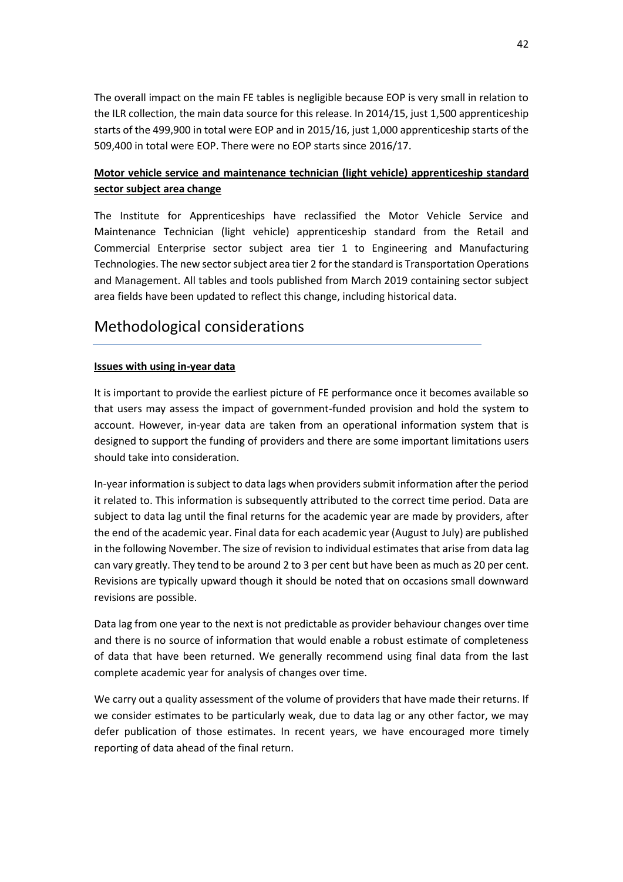The overall impact on the main FE tables is negligible because EOP is very small in relation to the ILR collection, the main data source for this release. In 2014/15, just 1,500 apprenticeship starts of the 499,900 in total were EOP and in 2015/16, just 1,000 apprenticeship starts of the 509,400 in total were EOP. There were no EOP starts since 2016/17.

**Motor vehicle service and maintenance technician (light vehicle) apprenticeship standard sector subject area change**

The Institute for Apprenticeships have reclassified the Motor Vehicle Service and Maintenance Technician (light vehicle) apprenticeship standard from the Retail and Commercial Enterprise sector subject area tier 1 to Engineering and Manufacturing Technologies. The new sector subject area tier 2 for the standard is Transportation Operations and Management. All tables and tools published from March 2019 containing sector subject area fields have been updated to reflect this change, including historical data.

## Methodological considerations

**Issues with using in-year data**

It is important to provide the earliest picture of FE performance once it becomes available so that users may assess the impact of government-funded provision and hold the system to account. However, in-year data are taken from an operational information system that is designed to support the funding of providers and there are some important limitations users should take into consideration.

In-year information is subject to data lags when providers submit information after the period it related to. This information is subsequently attributed to the correct time period. Data are subject to data lag until the final returns for the academic year are made by providers, after the end of the academic year. Final data for each academic year (August to July) are published in the following November. The size of revision to individual estimates that arise from data lag can vary greatly. They tend to be around 2 to 3 per cent but have been as much as 20 per cent. Revisions are typically upward though it should be noted that on occasions small downward revisions are possible.

Data lag from one year to the next is not predictable as provider behaviour changes over time and there is no source of information that would enable a robust estimate of completeness of data that have been returned. We generally recommend using final data from the last complete academic year for analysis of changes over time.

We carry out a quality assessment of the volume of providers that have made their returns. If we consider estimates to be particularly weak, due to data lag or any other factor, we may defer publication of those estimates. In recent years, we have encouraged more timely reporting of data ahead of the final return.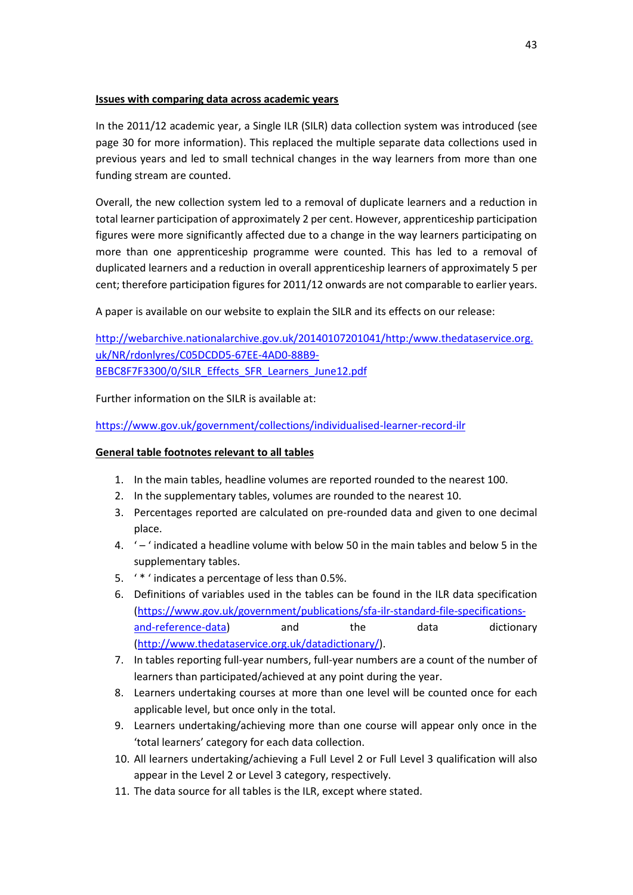**Issues with comparing data across academic years**

In the 2011/12 academic year, a Single ILR (SILR) data collection system was introduced (see page 30 for more information). This replaced the multiple separate data collections used in previous years and led to small technical changes in the way learners from more than one funding stream are counted.

Overall, the new collection system led to a removal of duplicate learners and a reduction in total learner participation of approximately 2 per cent. However, apprenticeship participation figures were more significantly affected due to a change in the way learners participating on more than one apprenticeship programme were counted. This has led to a removal of duplicated learners and a reduction in overall apprenticeship learners of approximately 5 per cent; therefore participation figures for 2011/12 onwards are not comparable to earlier years.

A paper is available on our website to explain the SILR and its effects on our release:

http://webarchive.nationalarchive.gov.uk/20140107201041/http:/www.thedataservice.org.uk/NR/rdonlyres/C05DCDD5-67EE-4AD0-88B9-BEBC8F7F3300/0/SILR_Effects_SFR_Learners_June12.pdf

Further information on the SILR is available at:

https://www.gov.uk/government/collections/individualised-learner-record-ilr

**General table footnotes relevant to all tables**

1. In the main tables, headline volumes are reported rounded to the nearest 100.
2. In the supplementary tables, volumes are rounded to the nearest 10.
3. Percentages reported are calculated on pre-rounded data and given to one decimal place.
4. ' – ' indicated a headline volume with below 50 in the main tables and below 5 in the supplementary tables.
5. ' * ' indicates a percentage of less than 0.5%.
6. Definitions of variables used in the tables can be found in the ILR data specification (https://www.gov.uk/government/publications/sfa-ilr-standard-file-specifications-and-reference-data) and the data dictionary (http://www.thedataservice.org.uk/datadictionary/).
7. In tables reporting full-year numbers, full-year numbers are a count of the number of learners than participated/achieved at any point during the year.
8. Learners undertaking courses at more than one level will be counted once for each applicable level, but once only in the total.
9. Learners undertaking/achieving more than one course will appear only once in the 'total learners' category for each data collection.
10. All learners undertaking/achieving a Full Level 2 or Full Level 3 qualification will also appear in the Level 2 or Level 3 category, respectively.
11. The data source for all tables is the ILR, except where stated.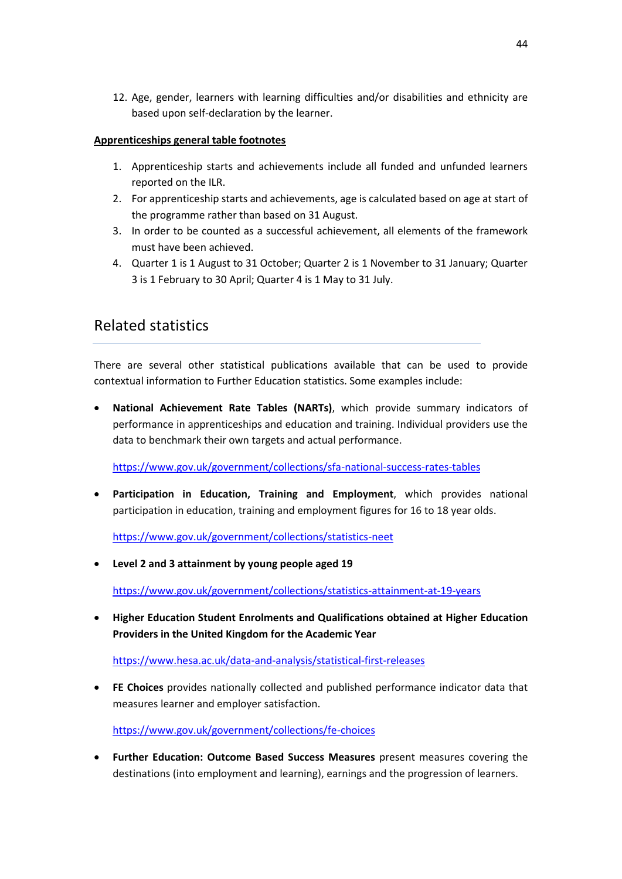12. Age, gender, learners with learning difficulties and/or disabilities and ethnicity are based upon self-declaration by the learner.

**Apprenticeships general table footnotes**

1. Apprenticeship starts and achievements include all funded and unfunded learners reported on the ILR.
2. For apprenticeship starts and achievements, age is calculated based on age at start of the programme rather than based on 31 August.
3. In order to be counted as a successful achievement, all elements of the framework must have been achieved.
4. Quarter 1 is 1 August to 31 October; Quarter 2 is 1 November to 31 January; Quarter 3 is 1 February to 30 April; Quarter 4 is 1 May to 31 July.

## Related statistics

There are several other statistical publications available that can be used to provide contextual information to Further Education statistics. Some examples include:

- **National Achievement Rate Tables (NARTs)**, which provide summary indicators of performance in apprenticeships and education and training. Individual providers use the data to benchmark their own targets and actual performance.

  https://www.gov.uk/government/collections/sfa-national-success-rates-tables

- **Participation in Education, Training and Employment**, which provides national participation in education, training and employment figures for 16 to 18 year olds.

  https://www.gov.uk/government/collections/statistics-neet

- **Level 2 and 3 attainment by young people aged 19**

  https://www.gov.uk/government/collections/statistics-attainment-at-19-years

- **Higher Education Student Enrolments and Qualifications obtained at Higher Education Providers in the United Kingdom for the Academic Year**

  https://www.hesa.ac.uk/data-and-analysis/statistical-first-releases

- **FE Choices** provides nationally collected and published performance indicator data that measures learner and employer satisfaction.

  https://www.gov.uk/government/collections/fe-choices

- **Further Education: Outcome Based Success Measures** present measures covering the destinations (into employment and learning), earnings and the progression of learners.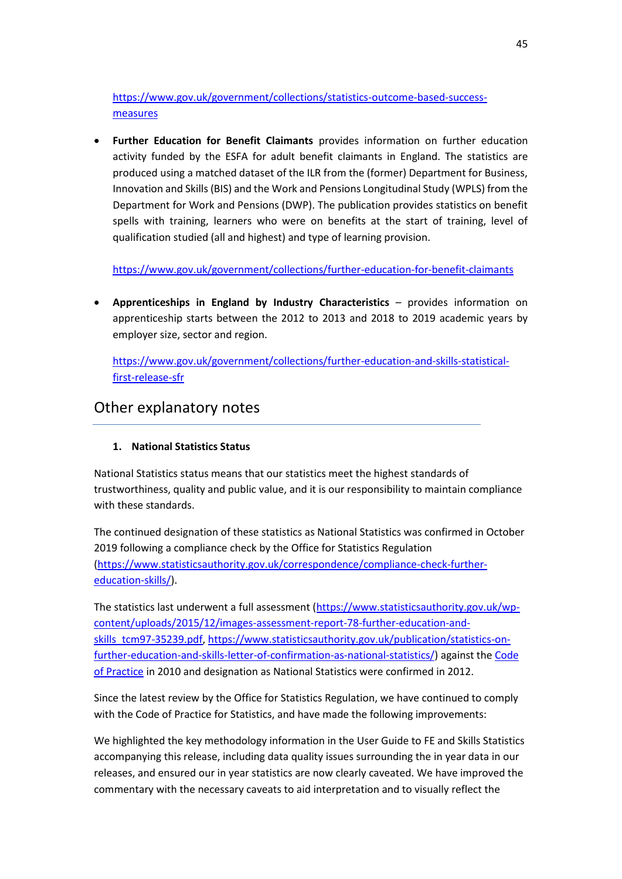https://www.gov.uk/government/collections/statistics-outcome-based-success-measures

- **Further Education for Benefit Claimants** provides information on further education activity funded by the ESFA for adult benefit claimants in England. The statistics are produced using a matched dataset of the ILR from the (former) Department for Business, Innovation and Skills (BIS) and the Work and Pensions Longitudinal Study (WPLS) from the Department for Work and Pensions (DWP). The publication provides statistics on benefit spells with training, learners who were on benefits at the start of training, level of qualification studied (all and highest) and type of learning provision.

  https://www.gov.uk/government/collections/further-education-for-benefit-claimants

- **Apprenticeships in England by Industry Characteristics** – provides information on apprenticeship starts between the 2012 to 2013 and 2018 to 2019 academic years by employer size, sector and region.

  https://www.gov.uk/government/collections/further-education-and-skills-statistical-first-release-sfr

## Other explanatory notes

### 1. National Statistics Status

National Statistics status means that our statistics meet the highest standards of trustworthiness, quality and public value, and it is our responsibility to maintain compliance with these standards.

The continued designation of these statistics as National Statistics was confirmed in October 2019 following a compliance check by the Office for Statistics Regulation (https://www.statisticsauthority.gov.uk/correspondence/compliance-check-further-education-skills/).

The statistics last underwent a full assessment (https://www.statisticsauthority.gov.uk/wp-content/uploads/2015/12/images-assessment-report-78-further-education-and-skills_tcm97-35239.pdf, https://www.statisticsauthority.gov.uk/publication/statistics-on-further-education-and-skills-letter-of-confirmation-as-national-statistics/) against the Code of Practice in 2010 and designation as National Statistics were confirmed in 2012.

Since the latest review by the Office for Statistics Regulation, we have continued to comply with the Code of Practice for Statistics, and have made the following improvements:

We highlighted the key methodology information in the User Guide to FE and Skills Statistics accompanying this release, including data quality issues surrounding the in year data in our releases, and ensured our in year statistics are now clearly caveated. We have improved the commentary with the necessary caveats to aid interpretation and to visually reflect the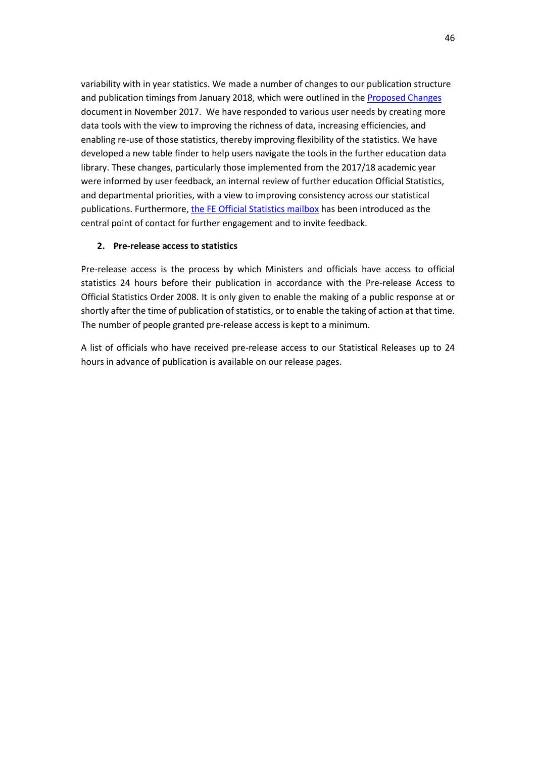variability with in year statistics. We made a number of changes to our publication structure and publication timings from January 2018, which were outlined in the [Proposed Changes] document in November 2017. We have responded to various user needs by creating more data tools with the view to improving the richness of data, increasing efficiencies, and enabling re-use of those statistics, thereby improving flexibility of the statistics. We have developed a new table finder to help users navigate the tools in the further education data library. These changes, particularly those implemented from the 2017/18 academic year were informed by user feedback, an internal review of further education Official Statistics, and departmental priorities, with a view to improving consistency across our statistical publications. Furthermore, [the FE Official Statistics mailbox] has been introduced as the central point of contact for further engagement and to invite feedback.

## 2. Pre-release access to statistics

Pre-release access is the process by which Ministers and officials have access to official statistics 24 hours before their publication in accordance with the Pre-release Access to Official Statistics Order 2008. It is only given to enable the making of a public response at or shortly after the time of publication of statistics, or to enable the taking of action at that time. The number of people granted pre-release access is kept to a minimum.

A list of officials who have received pre-release access to our Statistical Releases up to 24 hours in advance of publication is available on our release pages.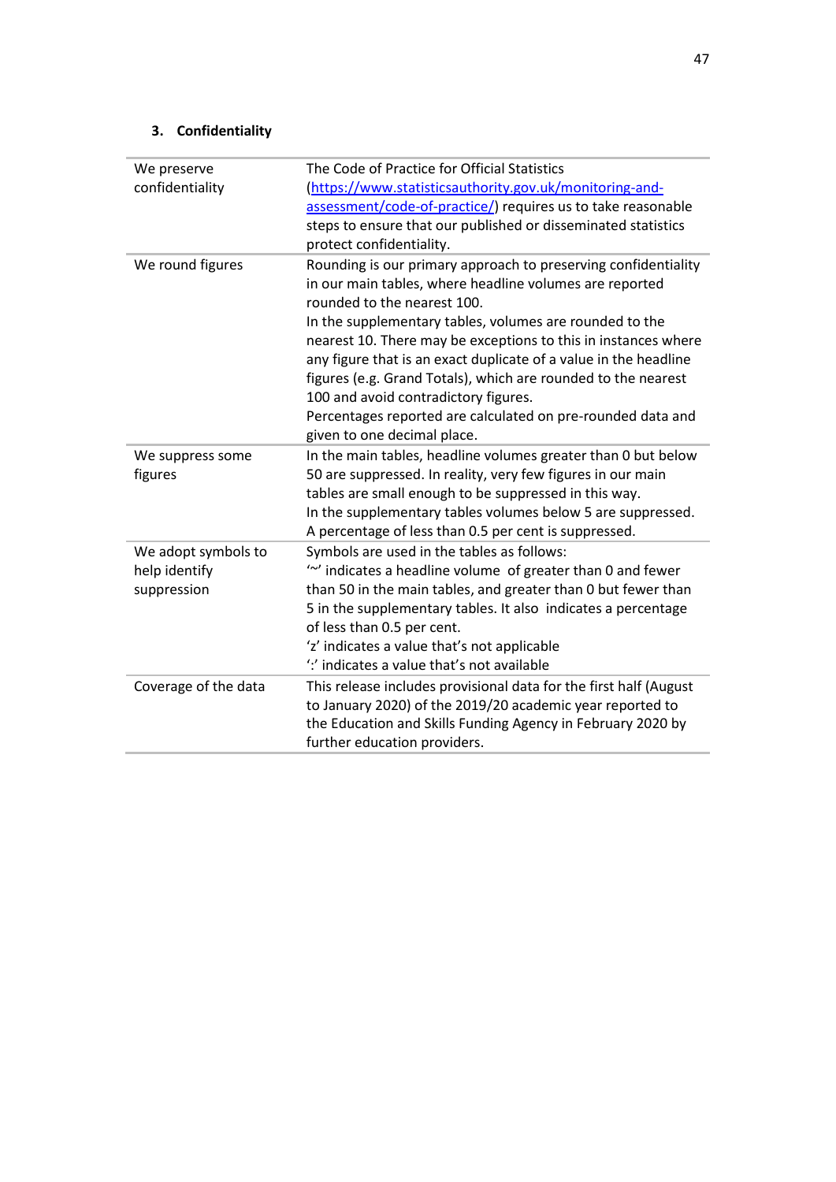### 3. Confidentiality

| | |
|---|---|
| We preserve confidentiality | The Code of Practice for Official Statistics ([https://www.statisticsauthority.gov.uk/monitoring-and-assessment/code-of-practice/](https://www.statisticsauthority.gov.uk/monitoring-and-assessment/code-of-practice/)) requires us to take reasonable steps to ensure that our published or disseminated statistics protect confidentiality. |
| We round figures | Rounding is our primary approach to preserving confidentiality in our main tables, where headline volumes are reported rounded to the nearest 100.<br>In the supplementary tables, volumes are rounded to the nearest 10. There may be exceptions to this in instances where any figure that is an exact duplicate of a value in the headline figures (e.g. Grand Totals), which are rounded to the nearest 100 and avoid contradictory figures.<br>Percentages reported are calculated on pre-rounded data and given to one decimal place. |
| We suppress some figures | In the main tables, headline volumes greater than 0 but below 50 are suppressed. In reality, very few figures in our main tables are small enough to be suppressed in this way.<br>In the supplementary tables volumes below 5 are suppressed.<br>A percentage of less than 0.5 per cent is suppressed. |
| We adopt symbols to help identify suppression | Symbols are used in the tables as follows:<br>'~' indicates a headline volume of greater than 0 and fewer than 50 in the main tables, and greater than 0 but fewer than 5 in the supplementary tables. It also indicates a percentage of less than 0.5 per cent.<br>'z' indicates a value that's not applicable<br>':' indicates a value that's not available |
| Coverage of the data | This release includes provisional data for the first half (August to January 2020) of the 2019/20 academic year reported to the Education and Skills Funding Agency in February 2020 by further education providers. |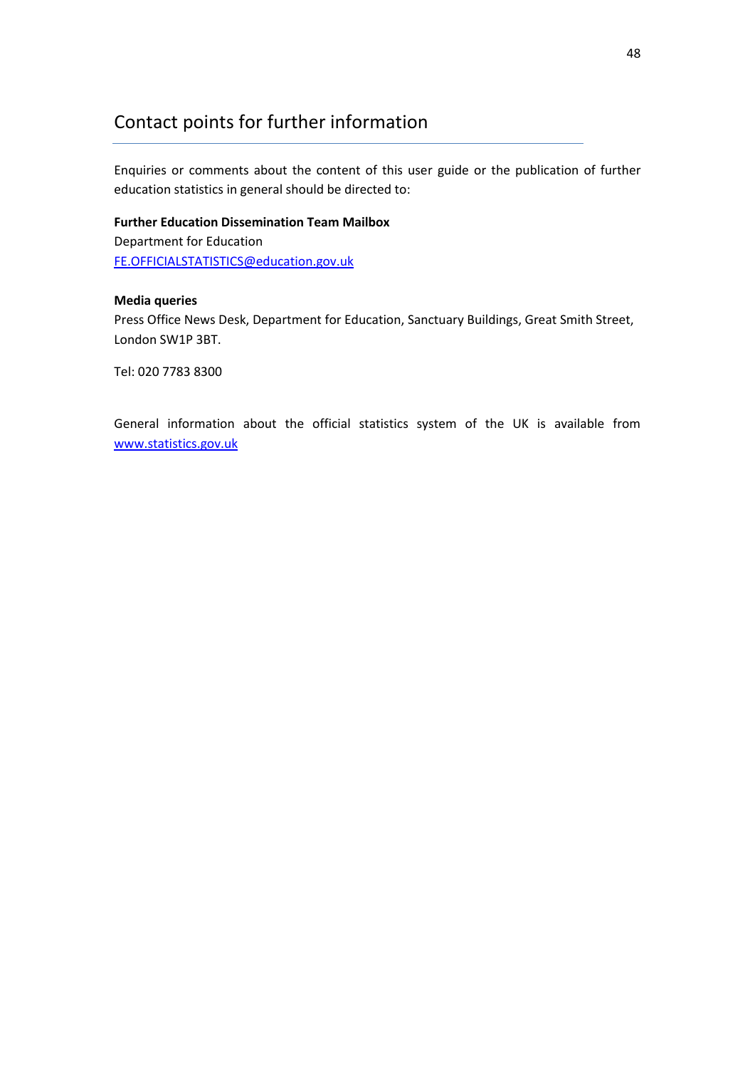## Contact points for further information

Enquiries or comments about the content of this user guide or the publication of further education statistics in general should be directed to:

**Further Education Dissemination Team Mailbox**
Department for Education
FE.OFFICIALSTATISTICS@education.gov.uk

**Media queries**
Press Office News Desk, Department for Education, Sanctuary Buildings, Great Smith Street, London SW1P 3BT.

Tel: 020 7783 8300

General information about the official statistics system of the UK is available from www.statistics.gov.uk